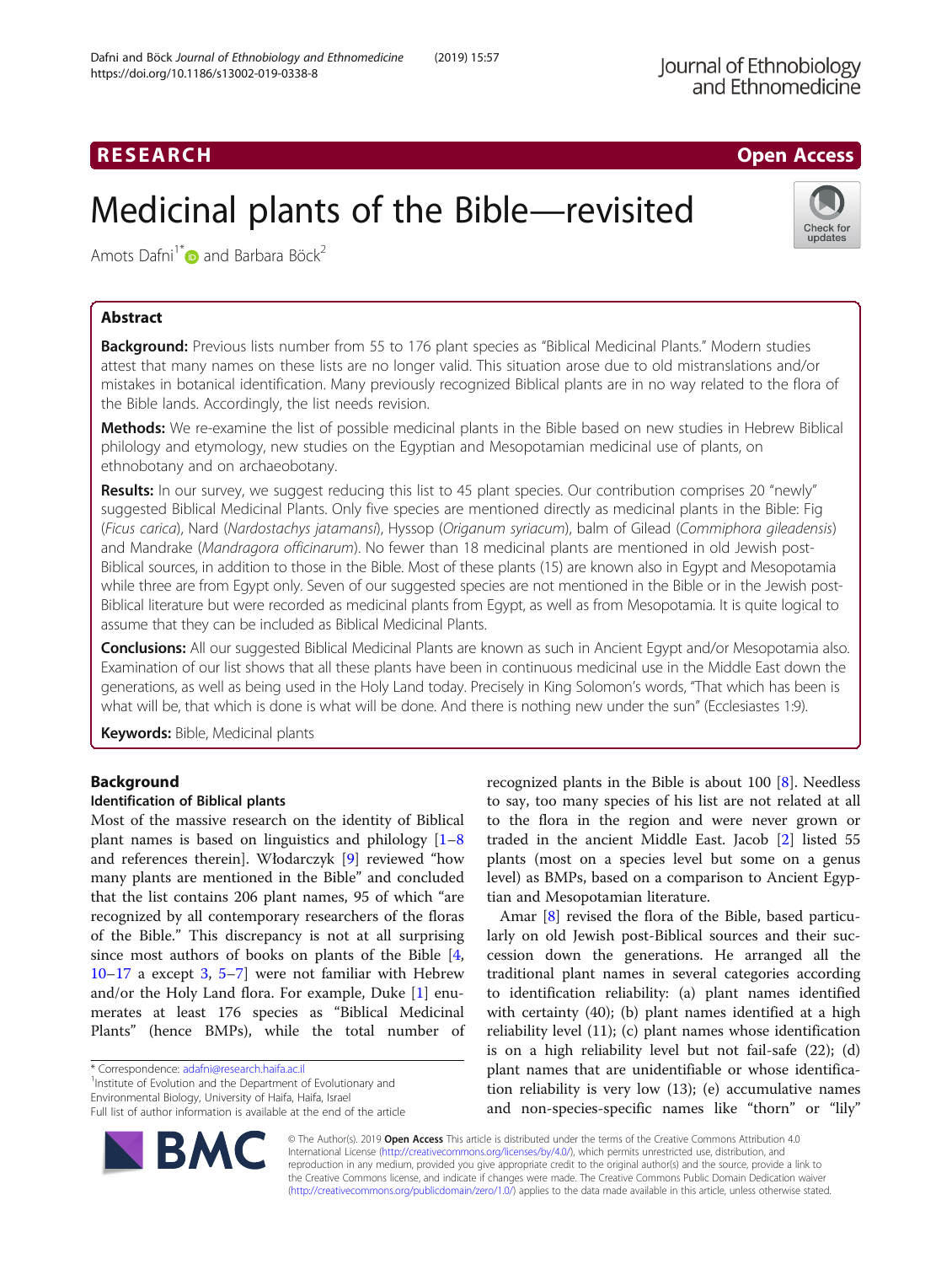RESEARCH

Open Access

# Medicinal plants of the Bible—revisited

Amots Dafni[1*] and Barbara Böck[2]

## Abstract

**Background:** Previous lists number from 55 to 176 plant species as "Biblical Medicinal Plants." Modern studies attest that many names on these lists are no longer valid. This situation arose due to old mistranslations and/or mistakes in botanical identification. Many previously recognized Biblical plants are in no way related to the flora of the Bible lands. Accordingly, the list needs revision.

**Methods:** We re-examine the list of possible medicinal plants in the Bible based on new studies in Hebrew Biblical philology and etymology, new studies on the Egyptian and Mesopotamian medicinal use of plants, on ethnobotany and on archaeobotany.

**Results:** In our survey, we suggest reducing this list to 45 plant species. Our contribution comprises 20 "newly" suggested Biblical Medicinal Plants. Only five species are mentioned directly as medicinal plants in the Bible: Fig (*Ficus carica*), Nard (*Nardostachys jatamansi*), Hyssop (*Origanum syriacum*), balm of Gilead (*Commiphora gileadensis*) and Mandrake (*Mandragora officinarum*). No fewer than 18 medicinal plants are mentioned in old Jewish post-Biblical sources, in addition to those in the Bible. Most of these plants (15) are known also in Egypt and Mesopotamia while three are from Egypt only. Seven of our suggested species are not mentioned in the Bible or in the Jewish post-Biblical literature but were recorded as medicinal plants from Egypt, as well as from Mesopotamia. It is quite logical to assume that they can be included as Biblical Medicinal Plants.

**Conclusions:** All our suggested Biblical Medicinal Plants are known as such in Ancient Egypt and/or Mesopotamia also. Examination of our list shows that all these plants have been in continuous medicinal use in the Middle East down the generations, as well as being used in the Holy Land today. Precisely in King Solomon's words, "That which has been is what will be, that which is done is what will be done. And there is nothing new under the sun" (Ecclesiastes 1:9).

**Keywords:** Bible, Medicinal plants

## Background

### Identification of Biblical plants

Most of the massive research on the identity of Biblical plant names is based on linguistics and philology [1–8 and references therein]. Włodarczyk [9] reviewed "how many plants are mentioned in the Bible" and concluded that the list contains 206 plant names, 95 of which "are recognized by all contemporary researchers of the floras of the Bible." This discrepancy is not at all surprising since most authors of books on plants of the Bible [4, 10–17 a except 3, 5–7] were not familiar with Hebrew and/or the Holy Land flora. For example, Duke [1] enumerates at least 176 species as "Biblical Medicinal Plants" (hence BMPs), while the total number of recognized plants in the Bible is about 100 [8]. Needless to say, too many species of his list are not related at all to the flora in the region and were never grown or traded in the ancient Middle East. Jacob [2] listed 55 plants (most on a species level but some on a genus level) as BMPs, based on a comparison to Ancient Egyptian and Mesopotamian literature.

Amar [8] revised the flora of the Bible, based particularly on old Jewish post-Biblical sources and their succession down the generations. He arranged all the traditional plant names in several categories according to identification reliability: (a) plant names identified with certainty (40); (b) plant names identified at a high reliability level (11); (c) plant names whose identification is on a high reliability level but not fail-safe (22); (d) plant names that are unidentifiable or whose identification reliability is very low (13); (e) accumulative names and non-species-specific names like "thorn" or "lily"

* Correspondence: adafni@research.haifa.ac.il
[1]Institute of Evolution and the Department of Evolutionary and Environmental Biology, University of Haifa, Haifa, Israel
Full list of author information is available at the end of the article

© The Author(s). 2019 **Open Access** This article is distributed under the terms of the Creative Commons Attribution 4.0 International License (http://creativecommons.org/licenses/by/4.0/), which permits unrestricted use, distribution, and reproduction in any medium, provided you give appropriate credit to the original author(s) and the source, provide a link to the Creative Commons license, and indicate if changes were made. The Creative Commons Public Domain Dedication waiver (http://creativecommons.org/publicdomain/zero/1.0/) applies to the data made available in this article, unless otherwise stated.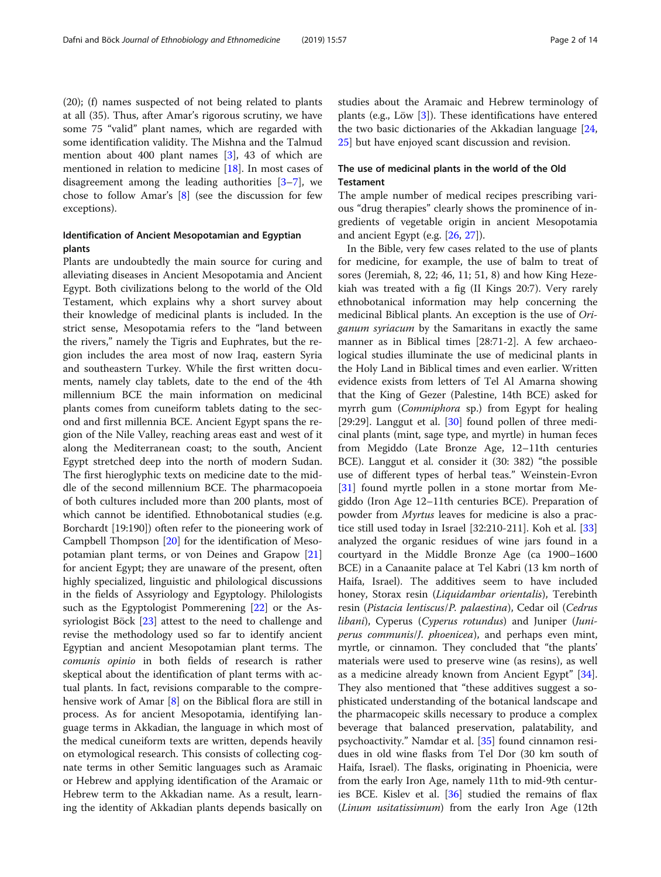(20); (f) names suspected of not being related to plants at all (35). Thus, after Amar's rigorous scrutiny, we have some 75 "valid" plant names, which are regarded with some identification validity. The Mishna and the Talmud mention about 400 plant names [3], 43 of which are mentioned in relation to medicine [18]. In most cases of disagreement among the leading authorities [3–7], we chose to follow Amar's [8] (see the discussion for few exceptions).

### Identification of Ancient Mesopotamian and Egyptian plants

Plants are undoubtedly the main source for curing and alleviating diseases in Ancient Mesopotamia and Ancient Egypt. Both civilizations belong to the world of the Old Testament, which explains why a short survey about their knowledge of medicinal plants is included. In the strict sense, Mesopotamia refers to the "land between the rivers," namely the Tigris and Euphrates, but the region includes the area most of now Iraq, eastern Syria and southeastern Turkey. While the first written documents, namely clay tablets, date to the end of the 4th millennium BCE the main information on medicinal plants comes from cuneiform tablets dating to the second and first millennia BCE. Ancient Egypt spans the region of the Nile Valley, reaching areas east and west of it along the Mediterranean coast; to the south, Ancient Egypt stretched deep into the north of modern Sudan. The first hieroglyphic texts on medicine date to the middle of the second millennium BCE. The pharmacopoeia of both cultures included more than 200 plants, most of which cannot be identified. Ethnobotanical studies (e.g. Borchardt [19:190]) often refer to the pioneering work of Campbell Thompson [20] for the identification of Mesopotamian plant terms, or von Deines and Grapow [21] for ancient Egypt; they are unaware of the present, often highly specialized, linguistic and philological discussions in the fields of Assyriology and Egyptology. Philologists such as the Egyptologist Pommerening [22] or the Assyriologist Böck [23] attest to the need to challenge and revise the methodology used so far to identify ancient Egyptian and ancient Mesopotamian plant terms. The *comunis opinio* in both fields of research is rather skeptical about the identification of plant terms with actual plants. In fact, revisions comparable to the comprehensive work of Amar [8] on the Biblical flora are still in process. As for ancient Mesopotamia, identifying language terms in Akkadian, the language in which most of the medical cuneiform texts are written, depends heavily on etymological research. This consists of collecting cognate terms in other Semitic languages such as Aramaic or Hebrew and applying identification of the Aramaic or Hebrew term to the Akkadian name. As a result, learning the identity of Akkadian plants depends basically on studies about the Aramaic and Hebrew terminology of plants (e.g., Löw [3]). These identifications have entered the two basic dictionaries of the Akkadian language [24, 25] but have enjoyed scant discussion and revision.

### The use of medicinal plants in the world of the Old Testament

The ample number of medical recipes prescribing various "drug therapies" clearly shows the prominence of ingredients of vegetable origin in ancient Mesopotamia and ancient Egypt (e.g. [26, 27]).

In the Bible, very few cases related to the use of plants for medicine, for example, the use of balm to treat of sores (Jeremiah, 8, 22; 46, 11; 51, 8) and how King Hezekiah was treated with a fig (II Kings 20:7). Very rarely ethnobotanical information may help concerning the medicinal Biblical plants. An exception is the use of *Origanum syriacum* by the Samaritans in exactly the same manner as in Biblical times [28:71-2]. A few archaeological studies illuminate the use of medicinal plants in the Holy Land in Biblical times and even earlier. Written evidence exists from letters of Tel Al Amarna showing that the King of Gezer (Palestine, 14th BCE) asked for myrrh gum (*Commiphora* sp.) from Egypt for healing [29:29]. Langgut et al. [30] found pollen of three medicinal plants (mint, sage type, and myrtle) in human feces from Megiddo (Late Bronze Age, 12–11th centuries BCE). Langgut et al. consider it (30: 382) "the possible use of different types of herbal teas." Weinstein-Evron [31] found myrtle pollen in a stone mortar from Megiddo (Iron Age 12–11th centuries BCE). Preparation of powder from *Myrtus* leaves for medicine is also a practice still used today in Israel [32:210-211]. Koh et al. [33] analyzed the organic residues of wine jars found in a courtyard in the Middle Bronze Age (ca 1900–1600 BCE) in a Canaanite palace at Tel Kabri (13 km north of Haifa, Israel). The additives seem to have included honey, Storax resin (*Liquidambar orientalis*), Terebinth resin (*Pistacia lentiscus*/*P. palaestina*), Cedar oil (*Cedrus libani*), Cyperus (*Cyperus rotundus*) and Juniper (*Juniperus communis*/*J. phoenicea*), and perhaps even mint, myrtle, or cinnamon. They concluded that "the plants' materials were used to preserve wine (as resins), as well as a medicine already known from Ancient Egypt" [34]. They also mentioned that "these additives suggest a sophisticated understanding of the botanical landscape and the pharmacopeic skills necessary to produce a complex beverage that balanced preservation, palatability, and psychoactivity." Namdar et al. [35] found cinnamon residues in old wine flasks from Tel Dor (30 km south of Haifa, Israel). The flasks, originating in Phoenicia, were from the early Iron Age, namely 11th to mid-9th centuries BCE. Kislev et al. [36] studied the remains of flax (*Linum usitatissimum*) from the early Iron Age (12th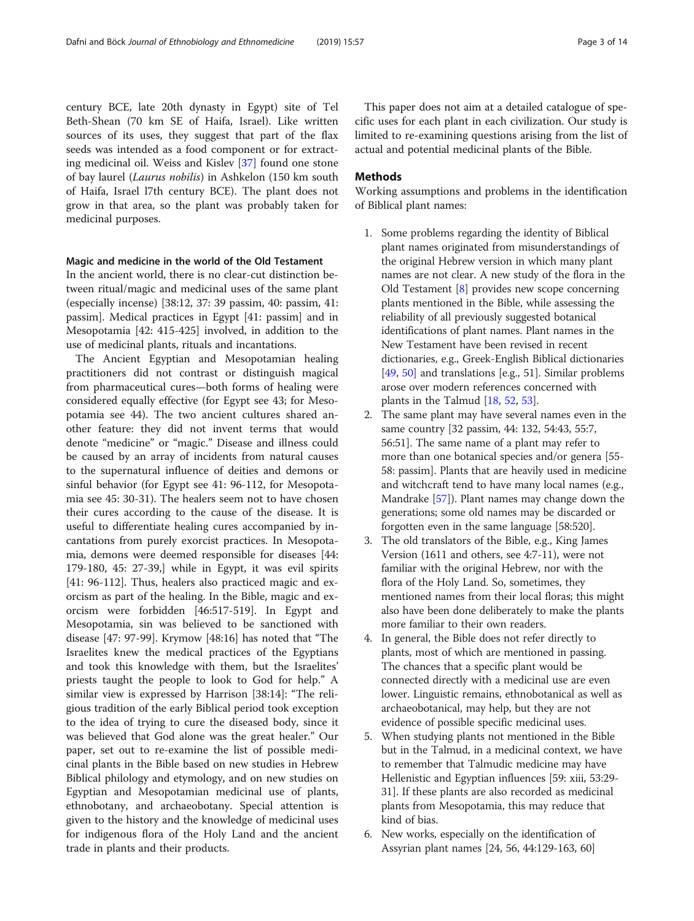century BCE, late 20th dynasty in Egypt) site of Tel Beth-Shean (70 km SE of Haifa, Israel). Like written sources of its uses, they suggest that part of the flax seeds was intended as a food component or for extracting medicinal oil. Weiss and Kislev [37] found one stone of bay laurel (*Laurus nobilis*) in Ashkelon (150 km south of Haifa, Israel l7th century BCE). The plant does not grow in that area, so the plant was probably taken for medicinal purposes.

#### Magic and medicine in the world of the Old Testament

In the ancient world, there is no clear-cut distinction between ritual/magic and medicinal uses of the same plant (especially incense) [38:12, 37: 39 passim, 40: passim, 41: passim]. Medical practices in Egypt [41: passim] and in Mesopotamia [42: 415-425] involved, in addition to the use of medicinal plants, rituals and incantations.

The Ancient Egyptian and Mesopotamian healing practitioners did not contrast or distinguish magical from pharmaceutical cures—both forms of healing were considered equally effective (for Egypt see 43; for Mesopotamia see 44). The two ancient cultures shared another feature: they did not invent terms that would denote "medicine" or "magic." Disease and illness could be caused by an array of incidents from natural causes to the supernatural influence of deities and demons or sinful behavior (for Egypt see 41: 96-112, for Mesopotamia see 45: 30-31). The healers seem not to have chosen their cures according to the cause of the disease. It is useful to differentiate healing cures accompanied by incantations from purely exorcist practices. In Mesopotamia, demons were deemed responsible for diseases [44: 179-180, 45: 27-39,] while in Egypt, it was evil spirits [41: 96-112]. Thus, healers also practiced magic and exorcism as part of the healing. In the Bible, magic and exorcism were forbidden [46:517-519]. In Egypt and Mesopotamia, sin was believed to be sanctioned with disease [47: 97-99]. Krymow [48:16] has noted that "The Israelites knew the medical practices of the Egyptians and took this knowledge with them, but the Israelites' priests taught the people to look to God for help." A similar view is expressed by Harrison [38:14]: "The religious tradition of the early Biblical period took exception to the idea of trying to cure the diseased body, since it was believed that God alone was the great healer." Our paper, set out to re-examine the list of possible medicinal plants in the Bible based on new studies in Hebrew Biblical philology and etymology, and on new studies on Egyptian and Mesopotamian medicinal use of plants, ethnobotany, and archaeobotany. Special attention is given to the history and the knowledge of medicinal uses for indigenous flora of the Holy Land and the ancient trade in plants and their products.

This paper does not aim at a detailed catalogue of specific uses for each plant in each civilization. Our study is limited to re-examining questions arising from the list of actual and potential medicinal plants of the Bible.

## Methods

Working assumptions and problems in the identification of Biblical plant names:

1. Some problems regarding the identity of Biblical plant names originated from misunderstandings of the original Hebrew version in which many plant names are not clear. A new study of the flora in the Old Testament [8] provides new scope concerning plants mentioned in the Bible, while assessing the reliability of all previously suggested botanical identifications of plant names. Plant names in the New Testament have been revised in recent dictionaries, e.g., Greek-English Biblical dictionaries [49, 50] and translations [e.g., 51]. Similar problems arose over modern references concerned with plants in the Talmud [18, 52, 53].
2. The same plant may have several names even in the same country [32 passim, 44: 132, 54:43, 55:7, 56:51]. The same name of a plant may refer to more than one botanical species and/or genera [55-58: passim]. Plants that are heavily used in medicine and witchcraft tend to have many local names (e.g., Mandrake [57]). Plant names may change down the generations; some old names may be discarded or forgotten even in the same language [58:520].
3. The old translators of the Bible, e.g., King James Version (1611 and others, see 4:7-11), were not familiar with the original Hebrew, nor with the flora of the Holy Land. So, sometimes, they mentioned names from their local floras; this might also have been done deliberately to make the plants more familiar to their own readers.
4. In general, the Bible does not refer directly to plants, most of which are mentioned in passing. The chances that a specific plant would be connected directly with a medicinal use are even lower. Linguistic remains, ethnobotanical as well as archaeobotanical, may help, but they are not evidence of possible specific medicinal uses.
5. When studying plants not mentioned in the Bible but in the Talmud, in a medicinal context, we have to remember that Talmudic medicine may have Hellenistic and Egyptian influences [59: xiii, 53:29-31]. If these plants are also recorded as medicinal plants from Mesopotamia, this may reduce that kind of bias.
6. New works, especially on the identification of Assyrian plant names [24, 56, 44:129-163, 60]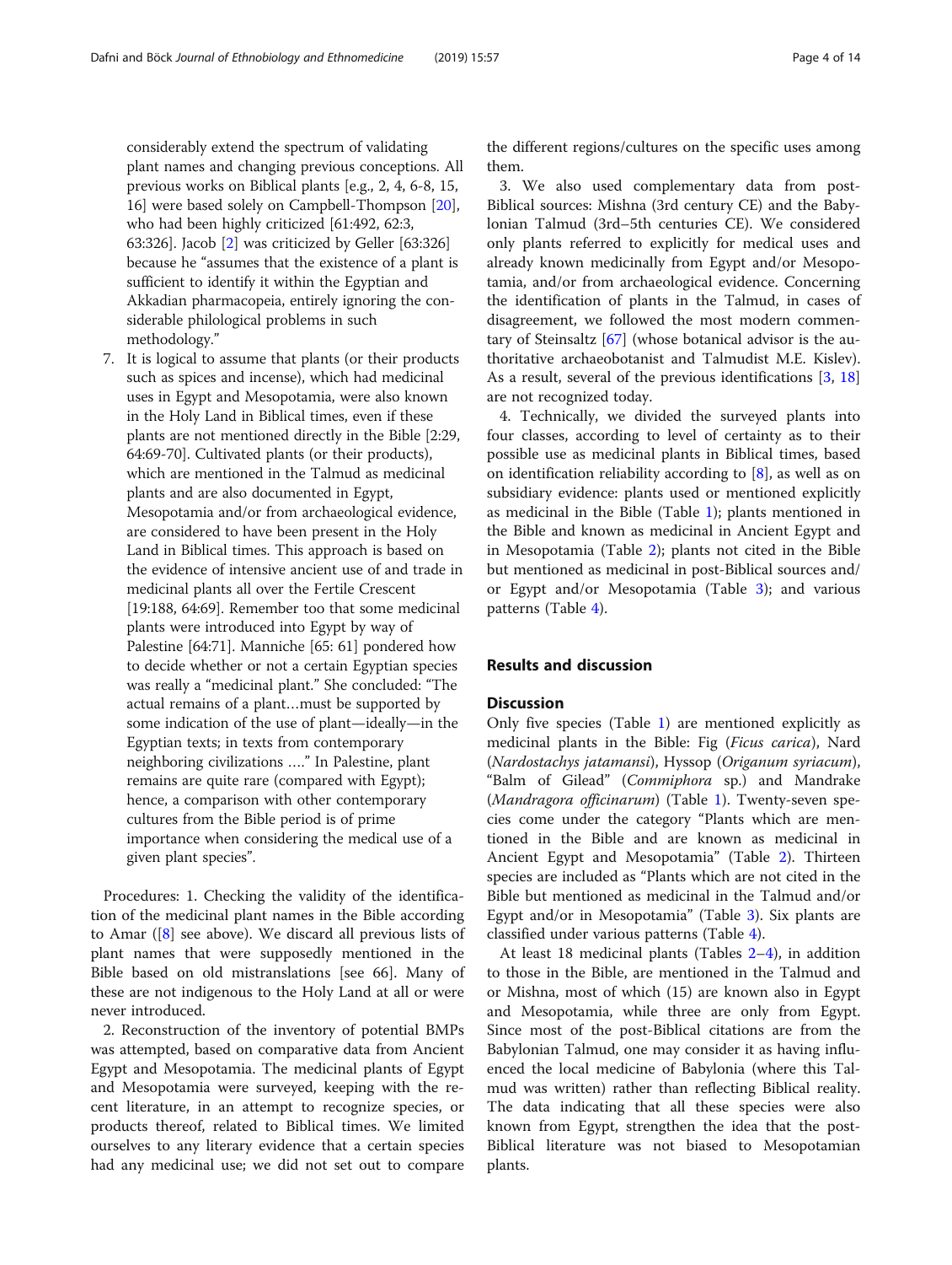considerably extend the spectrum of validating plant names and changing previous conceptions. All previous works on Biblical plants [e.g., 2, 4, 6-8, 15, 16] were based solely on Campbell-Thompson [20], who had been highly criticized [61:492, 62:3, 63:326]. Jacob [2] was criticized by Geller [63:326] because he "assumes that the existence of a plant is sufficient to identify it within the Egyptian and Akkadian pharmacopeia, entirely ignoring the considerable philological problems in such methodology."

7. It is logical to assume that plants (or their products such as spices and incense), which had medicinal uses in Egypt and Mesopotamia, were also known in the Holy Land in Biblical times, even if these plants are not mentioned directly in the Bible [2:29, 64:69-70]. Cultivated plants (or their products), which are mentioned in the Talmud as medicinal plants and are also documented in Egypt, Mesopotamia and/or from archaeological evidence, are considered to have been present in the Holy Land in Biblical times. This approach is based on the evidence of intensive ancient use of and trade in medicinal plants all over the Fertile Crescent [19:188, 64:69]. Remember too that some medicinal plants were introduced into Egypt by way of Palestine [64:71]. Manniche [65: 61] pondered how to decide whether or not a certain Egyptian species was really a "medicinal plant." She concluded: "The actual remains of a plant…must be supported by some indication of the use of plant—ideally—in the Egyptian texts; in texts from contemporary neighboring civilizations …." In Palestine, plant remains are quite rare (compared with Egypt); hence, a comparison with other contemporary cultures from the Bible period is of prime importance when considering the medical use of a given plant species".

Procedures: 1. Checking the validity of the identification of the medicinal plant names in the Bible according to Amar ([8] see above). We discard all previous lists of plant names that were supposedly mentioned in the Bible based on old mistranslations [see 66]. Many of these are not indigenous to the Holy Land at all or were never introduced.

2. Reconstruction of the inventory of potential BMPs was attempted, based on comparative data from Ancient Egypt and Mesopotamia. The medicinal plants of Egypt and Mesopotamia were surveyed, keeping with the recent literature, in an attempt to recognize species, or products thereof, related to Biblical times. We limited ourselves to any literary evidence that a certain species had any medicinal use; we did not set out to compare the different regions/cultures on the specific uses among them.

3. We also used complementary data from post-Biblical sources: Mishna (3rd century CE) and the Babylonian Talmud (3rd–5th centuries CE). We considered only plants referred to explicitly for medical uses and already known medicinally from Egypt and/or Mesopotamia, and/or from archaeological evidence. Concerning the identification of plants in the Talmud, in cases of disagreement, we followed the most modern commentary of Steinsaltz [67] (whose botanical advisor is the authoritative archaeobotanist and Talmudist M.E. Kislev). As a result, several of the previous identifications [3, 18] are not recognized today.

4. Technically, we divided the surveyed plants into four classes, according to level of certainty as to their possible use as medicinal plants in Biblical times, based on identification reliability according to [8], as well as on subsidiary evidence: plants used or mentioned explicitly as medicinal in the Bible (Table 1); plants mentioned in the Bible and known as medicinal in Ancient Egypt and in Mesopotamia (Table 2); plants not cited in the Bible but mentioned as medicinal in post-Biblical sources and/or Egypt and/or Mesopotamia (Table 3); and various patterns (Table 4).

## Results and discussion

### Discussion

Only five species (Table 1) are mentioned explicitly as medicinal plants in the Bible: Fig (*Ficus carica*), Nard (*Nardostachys jatamansi*), Hyssop (*Origanum syriacum*), "Balm of Gilead" (*Commiphora* sp.) and Mandrake (*Mandragora officinarum*) (Table 1). Twenty-seven species come under the category "Plants which are mentioned in the Bible and are known as medicinal in Ancient Egypt and Mesopotamia" (Table 2). Thirteen species are included as "Plants which are not cited in the Bible but mentioned as medicinal in the Talmud and/or Egypt and/or in Mesopotamia" (Table 3). Six plants are classified under various patterns (Table 4).

At least 18 medicinal plants (Tables 2–4), in addition to those in the Bible, are mentioned in the Talmud and or Mishna, most of which (15) are known also in Egypt and Mesopotamia, while three are only from Egypt. Since most of the post-Biblical citations are from the Babylonian Talmud, one may consider it as having influenced the local medicine of Babylonia (where this Talmud was written) rather than reflecting Biblical reality. The data indicating that all these species were also known from Egypt, strengthen the idea that the post-Biblical literature was not biased to Mesopotamian plants.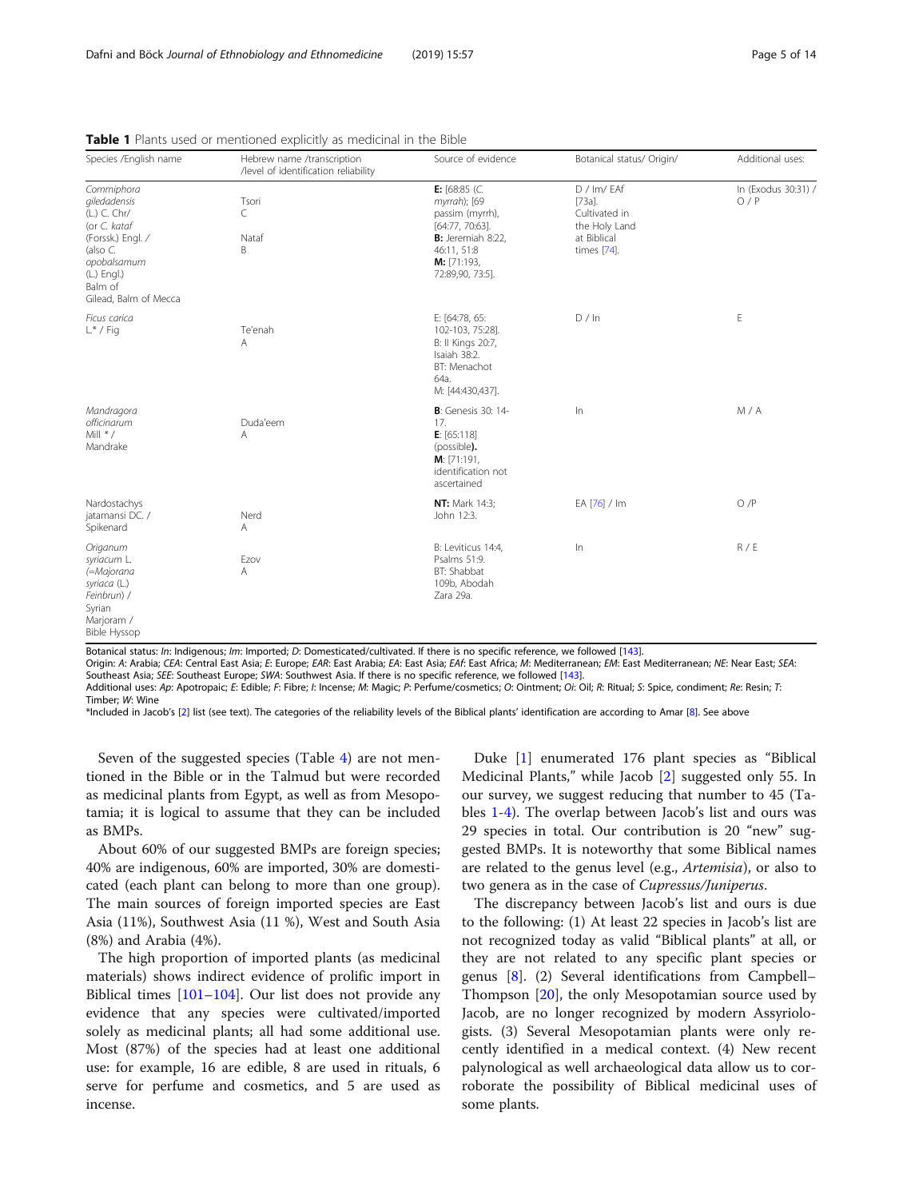**Table 1** Plants used or mentioned explicitly as medicinal in the Bible

| Species /English name | Hebrew name /transcription /level of identification reliability | Source of evidence | Botanical status/ Origin/ | Additional uses: |
|---|---|---|---|---|
| *Commiphora gileadensis* (L.) C. Chr/ (or *C. kataf* (Forssk.) Engl. / (also *C. opobalsamum* (L.) Engl.) Balm of Gilead, Balm of Mecca | Tsori C Nataf B | **E:** [68:85 (*C. myrrah*); [69 *passim* (myrrh), [64:77, 70:63]. **B:** Jeremiah 8:22, 46:11, 51:8 **M:** [71:193, 72:89,90, 73:5]. | D / Im/ EAf [73a]. Cultivated in the Holy Land at Biblical times [74]. | In (Exodus 30:31) / O / P |
| *Ficus carica* L.* / Fig | Te'enah A | E: [64:78, 65: 102-103, 75:28]. B: II Kings 20:7, Isaiah 38:2. BT: Menachot 64a. M: [44:430,437]. | D / In | E |
| *Mandragora officinarum* Mill * / Mandrake | Duda'eem A | **B**: Genesis 30: 14-17. **E**: [65:118] (possible**). M**: [71:191, identification not ascertained | In | M / A |
| Nardostachys jatamansi DC. / Spikenard | Nerd A | **NT:** Mark 14:3; John 12:3. | EA [76] / Im | O /P |
| *Origanum syriacum* L. (=*Majorana syriaca* (L.) Feinbrun) / Syrian Marjoram / Bible Hyssop | Ezov A | B: Leviticus 14:4, Psalms 51:9. BT: Shabbat 109b, Abodah Zara 29a. | In | R / E |

Botanical status: *In*: Indigenous; *Im*: Imported; *D*: Domesticated/cultivated. If there is no specific reference, we followed [143].
Origin: *A*: Arabia; *CEA*: Central East Asia; *E*: Europe; *EAR*: East Arabia; *EA*: East Asia; *EAf*: East Africa; *M*: Mediterranean; *EM*: East Mediterranean; *NE*: Near East; *SEA*: Southeast Asia; *SEE*: Southeast Europe; *SWA*: Southwest Asia. If there is no specific reference, we followed [143].
Additional uses: *Ap*: Apotropaic; *E*: Edible; *F*: Fibre; *I*: Incense; *M*: Magic; *P*: Perfume/cosmetics; *O*: Ointment; *Oi*: Oil; *R*: Ritual; *S*: Spice, condiment; *Re*: Resin; *T*: Timber; *W*: Wine
*Included in Jacob's [2] list (see text). The categories of the reliability levels of the Biblical plants' identification are according to Amar [8]. See above

Seven of the suggested species (Table 4) are not mentioned in the Bible or in the Talmud but were recorded as medicinal plants from Egypt, as well as from Mesopotamia; it is logical to assume that they can be included as BMPs.

About 60% of our suggested BMPs are foreign species; 40% are indigenous, 60% are imported, 30% are domesticated (each plant can belong to more than one group). The main sources of foreign imported species are East Asia (11%), Southwest Asia (11 %), West and South Asia (8%) and Arabia (4%).

The high proportion of imported plants (as medicinal materials) shows indirect evidence of prolific import in Biblical times [101–104]. Our list does not provide any evidence that any species were cultivated/imported solely as medicinal plants; all had some additional use. Most (87%) of the species had at least one additional use: for example, 16 are edible, 8 are used in rituals, 6 serve for perfume and cosmetics, and 5 are used as incense.

Duke [1] enumerated 176 plant species as "Biblical Medicinal Plants," while Jacob [2] suggested only 55. In our survey, we suggest reducing that number to 45 (Tables 1-4). The overlap between Jacob's list and ours was 29 species in total. Our contribution is 20 "new" suggested BMPs. It is noteworthy that some Biblical names are related to the genus level (e.g., *Artemisia*), or also to two genera as in the case of *Cupressus/Juniperus*.

The discrepancy between Jacob's list and ours is due to the following: (1) At least 22 species in Jacob's list are not recognized today as valid "Biblical plants" at all, or they are not related to any specific plant species or genus [8]. (2) Several identifications from Campbell–Thompson [20], the only Mesopotamian source used by Jacob, are no longer recognized by modern Assyriologists. (3) Several Mesopotamian plants were only recently identified in a medical context. (4) New recent palynological as well archaeological data allow us to corroborate the possibility of Biblical medicinal uses of some plants.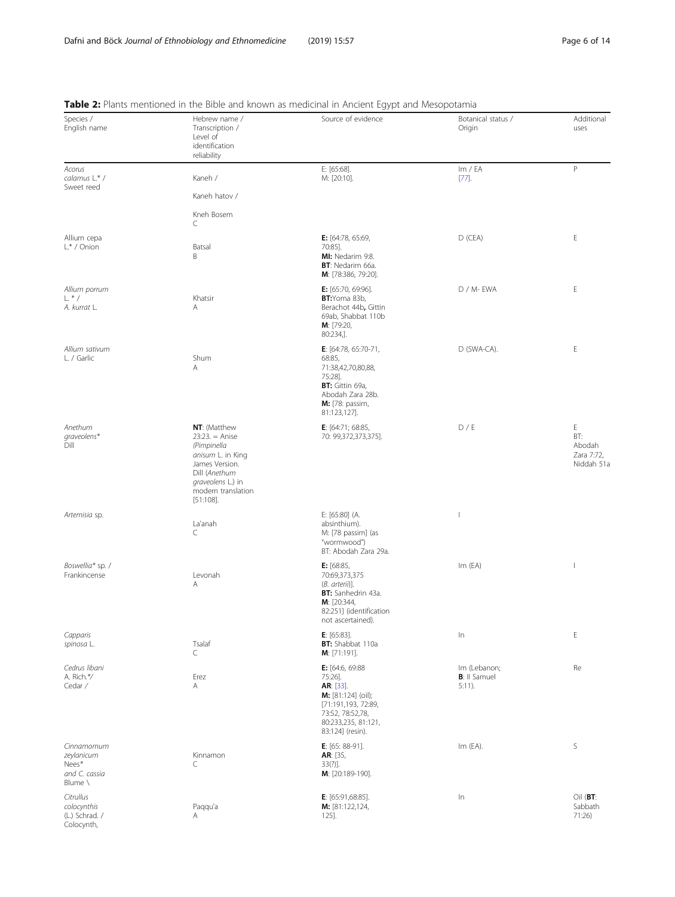**Table 2:** Plants mentioned in the Bible and known as medicinal in Ancient Egypt and Mesopotamia

| Species / English name | Hebrew name / Transcription / Level of identification reliability | Source of evidence | Botanical status / Origin | Additional uses |
|---|---|---|---|---|
| *Acorus calamus* L.* / Sweet reed | Kaneh / Kaneh hatov / Kneh Bosem C | E: [65:68]. M: [20:10]. | Im / EA [77]. | P |
| Allium cepa L.* / Onion | Batsal B | **E:** [64:78, 65:69, 70:85]. **MI:** Nedarim 9:8. **BT**: Nedarim 66a. **M**: [78:386, 79:20]. | D (CEA) | E |
| *Allium porrum* L. * / *A. kurrat* L. | Khatsir A | **E:** [65:70, 69:96]. **BT:**Yoma 83b, Berachot 44b**,** Gittin 69ab, Shabbat 110b **M**: [79:20, 80:234,]. | D / M- EWA | E |
| *Allium sativum* L. / Garlic | Shum A | **E**: [64:78, 65:70-71, 68:85, 71:38,42,70,80,88, 75:28]. **BT:** Gittin 69a, Abodah Zara 28b. **M:** [78: passim, 81:123,127]. | D (SWA-CA). | E |
| *Anethum graveolens** Dill | **NT**: (Matthew 23:23. = Anise *(Pimpinella anisum* L. in King James Version. Dill (*Anethum graveolens* L.) in modern translation [51:108]. | **E**: [64:71; 68:85, 70: 99,372,373,375]. | D / E | E BT: Abodah Zara 7:72, Niddah 51a |
| *Artemisia* sp. | La'anah C | E: [65:80] (A. absinthium). M: [78 passim] (as "wormwood") BT: Abodah Zara 29a. | I | |
| *Boswellia** sp. / Frankincense | Levonah A | **E:** [68:85, 70:69,373,375 (*B. arterii*)]. **BT:** Sanhedrin 43a. **M**: [20:344, 82:251] (identification not ascertained). | Im (EA) | I |
| *Capparis spinosa* L. | Tsalaf C | **E**: [65:83]. **BT:** Shabbat 110a **M**: [71:191]. | In | E |
| *Cedrus libani* A. Rich.*/ Cedar / | Erez A | **E:** [64:6, 69:88 75:26]. **AR**: [33]. **M:** [81:124] (oil); [71:191,193, 72:89, 73:52, 78:52,78, 80:233,235, 81:121, 83:124] (resin). | Im (Lebanon; **B**: II Samuel 5:11). | Re |
| *Cinnamomum zeylanicum* Nees* *and C. cassia* Blume \ | Kinnamon C | **E**: [65: 88-91]. **AR**: [35, 33(?)]. **M**: [20:189-190]. | Im (EA). | S |
| *Citrullus colocynthis* (L.) Schrad. / Colocynth, | Paqqu'a A | **E**: [65:91,68:85]. **M:** [81:122,124, 125]. | In | Oil (**BT**: Sabbath 71:26) |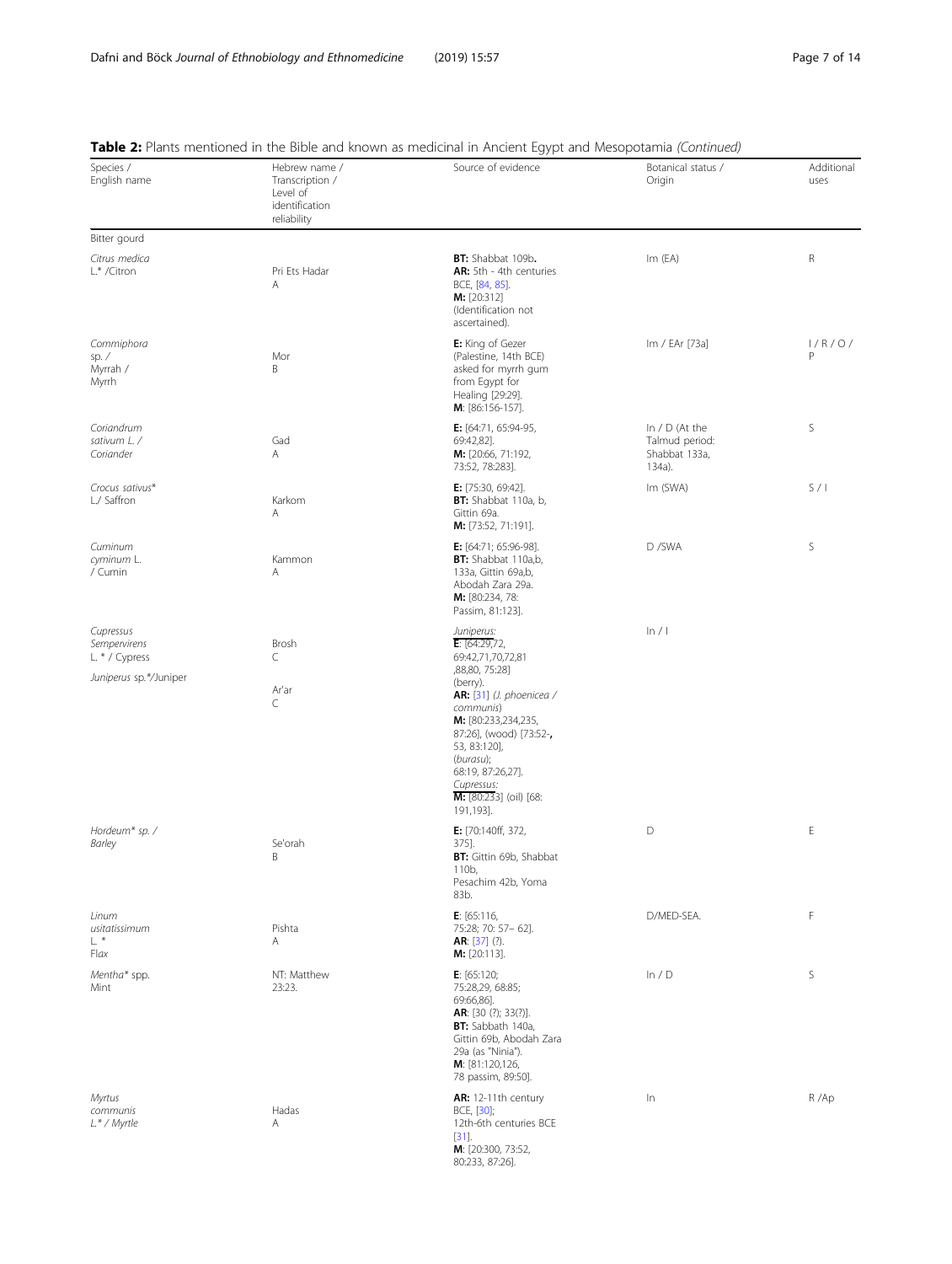**Table 2:** Plants mentioned in the Bible and known as medicinal in Ancient Egypt and Mesopotamia *(Continued)*

| Species / English name | Hebrew name / Transcription / Level of identification reliability | Source of evidence | Botanical status / Origin | Additional uses |
|---|---|---|---|---|
| Bitter gourd | | | | |
| *Citrus medica* L.* /Citron | Pri Ets Hadar A | **BT:** Shabbat 109b. **AR:** 5th - 4th centuries BCE, [84, 85]. **M:** [20:312] (Identification not ascertained). | Im (EA) | R |
| *Commiphora* sp. / Myrrah / Myrrh | Mor B | **E:** King of Gezer (Palestine, 14th BCE) asked for myrrh gum from Egypt for Healing [29:29]. **M**: [86:156-157]. | Im / EAr [73a] | I / R / O / P |
| *Coriandrum sativum L. /* Coriander | Gad A | **E:** [64:71, 65:94-95, 69:42,82]. **M:** [20:66, 71:192, 73:52, 78:283]. | In / D (At the Talmud period: Shabbat 133a, 134a). | S |
| *Crocus sativus** L/ Saffron | Karkom A | **E:** [75:30, 69:42]. **BT:** Shabbat 110a, b, Gittin 69a. **M:** [73:52, 71:191]. | Im (SWA) | S / I |
| *Cuminum cyminum* L. / Cumin | Kammon A | **E:** [64:71; 65:96-98]. **BT:** Shabbat 110a,b, 133a, Gittin 69a,b, Abodah Zara 29a. **M:** [80:234, 78: Passim, 81:123]. | D /SWA | S |
| *Cupressus Sempervirens* L. * / Cypress<br>*Juniperus* sp.*/Juniper | Brosh C<br>Ar'ar C | *Juniperus:* **E**: [64:29,72, 69:42,71,70,72,81 ,88,80, 75:28] (berry). **AR:** [31] (*J. phoenicea / communis*) **M:** [80:233,234,235, 87:26], (wood) [73:52-, 53, 83:120], (*burasu*); 68:19, 87:26,27]. *Cupressus:* **M:** [80:233] (oil) [68: 191,193]. | In / I | |
| *Hordeum** sp. / *Barley* | Se'orah B | **E:** [70:140ff, 372, 375]. **BT:** Gittin 69b, Shabbat 110b, Pesachim 42b, Yoma 83b. | D | E |
| *Linum usitatissimum* L. * Flax | Pishta A | **E**: [65:116, 75:28; 70: 57– 62]. **AR**: [37] (?). **M:** [20:113]. | D/MED-SEA. | F |
| *Mentha** spp. Mint | NT: Matthew 23:23. | **E**: [65:120; 75:28,29, 68:85; 69:66,86]. **AR**: [30 (?); 33(?)]. **BT:** Sabbath 140a, Gittin 69b, Abodah Zara 29a (as "Ninia"). **M**: [81:120,126, 78 passim, 89:50]. | In / D | S |
| *Myrtus communis* L.* / Myrtle | Hadas A | **AR:** 12-11th century BCE, [30]; 12th-6th centuries BCE [31]. **M**: [20:300, 73:52, 80:233, 87:26]. | In | R /Ap |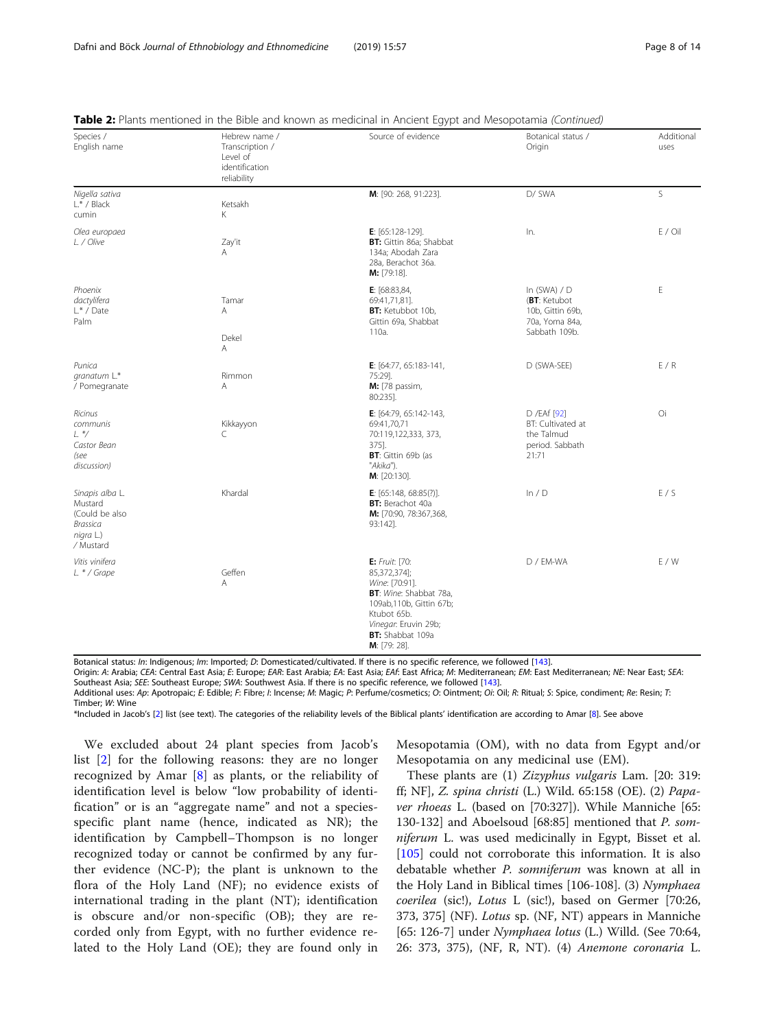**Table 2:** Plants mentioned in the Bible and known as medicinal in Ancient Egypt and Mesopotamia *(Continued)*

| Species / English name | Hebrew name / Transcription / Level of identification reliability | Source of evidence | Botanical status / Origin | Additional uses |
|---|---|---|---|---|
| *Nigella sativa* L.* / Black cumin | Ketsakh<br>K | **M**: [90: 268, 91:223]. | D/ SWA | S |
| *Olea europaea* L. / Olive | Zay'it<br>A | **E**: [65:128-129].<br>**BT:** Gittin 86a; Shabbat 134a; Abodah Zara 28a, Berachot 36a.<br>**M:** [79:18]. | In. | E / Oil |
| *Phoenix dactylifera* L.* / Date Palm | Tamar<br>A<br><br>Dekel<br>A | **E**: [68:83,84, 69:41,71,81].<br>**BT:** Ketubbot 10b, Gittin 69a, Shabbat 110a. | In (SWA) / D<br>(**BT**: Ketubot 10b, Gittin 69b, 70a, Yoma 84a, Sabbath 109b. | E |
| *Punica granatum* L.* / Pomegranate | Rimmon<br>A | **E**: [64:77, 65:183-141, 75:29].<br>**M:** [78 passim, 80:235]. | D (SWA-SEE) | E / R |
| *Ricinus communis* L. */ Castor Bean (see discussion) | Kikkayyon<br>C | **E**: [64:79, 65:142-143, 69:41,70,71 70:119,122,333, 373, 375].<br>**BT**: Gittin 69b (as "*Akika*").<br>**M**: [20:130]. | D /EAf [92]<br>BT: Cultivated at the Talmud period. Sabbath 21:71 | Oi |
| *Sinapis alba* L. Mustard (Could be also *Brassica nigra* L.) / Mustard | Khardal | **E**: [65:148, 68:85(?)].<br>**BT:** Berachot 40a<br>**M:** [70:90, 78:367,368, 93:142]. | In / D | E / S |
| *Vitis vinifera* L. * / Grape | Geffen<br>A | **E:** *Fruit*: [70: 85,372,374];<br>*Wine*: [70:91].<br>**BT**: *Wine*: Shabbat 78a, 109ab,110b, Gittin 67b; Ktubot 65b.<br>*Vinegar*: Eruvin 29b;<br>**BT:** Shabbat 109a<br>**M**: [79: 28]. | D / EM-WA | E / W |

Botanical status: *In*: Indigenous; *Im*: Imported; *D*: Domesticated/cultivated. If there is no specific reference, we followed [143].
Origin: *A*: Arabia; *CEA*: Central East Asia; *E*: Europe; *EAR*: East Arabia; *EA*: East Asia; *EAf*: East Africa; *M*: Mediterranean; *EM*: East Mediterranean; *NE*: Near East; *SEA*: Southeast Asia; *SEE*: Southeast Europe; *SWA*: Southwest Asia. If there is no specific reference, we followed [143].
Additional uses: *Ap*: Apotropaic; *E*: Edible; *F*: Fibre; *I*: Incense; *M*: Magic; *P*: Perfume/cosmetics; *O*: Ointment; *Oi*: Oil; *R*: Ritual; *S*: Spice, condiment; *Re*: Resin; *T*: Timber; *W*: Wine
*Included in Jacob's [2] list (see text). The categories of the reliability levels of the Biblical plants' identification are according to Amar [8]. See above

We excluded about 24 plant species from Jacob's list [2] for the following reasons: they are no longer recognized by Amar [8] as plants, or the reliability of identification level is below "low probability of identification" or is an "aggregate name" and not a species-specific plant name (hence, indicated as NR); the identification by Campbell–Thompson is no longer recognized today or cannot be confirmed by any further evidence (NC-P); the plant is unknown to the flora of the Holy Land (NF); no evidence exists of international trading in the plant (NT); identification is obscure and/or non-specific (OB); they are recorded only from Egypt, with no further evidence related to the Holy Land (OE); they are found only in Mesopotamia (OM), with no data from Egypt and/or Mesopotamia on any medicinal use (EM).

These plants are (1) *Zizyphus vulgaris* Lam. [20: 319: ff; NF], *Z. spina christi* (L.) Wild. 65:158 (OE). (2) *Papaver rhoeas* L. (based on [70:327]). While Manniche [65: 130-132] and Aboelsoud [68:85] mentioned that *P. somniferum* L. was used medicinally in Egypt, Bisset et al. [105] could not corroborate this information. It is also debatable whether *P. somniferum* was known at all in the Holy Land in Biblical times [106-108]. (3) *Nymphaea coerilea* (sic!), *Lotus* L (sic!), based on Germer [70:26, 373, 375] (NF). *Lotus* sp. (NF, NT) appears in Manniche [65: 126-7] under *Nymphaea lotus* (L.) Willd. (See 70:64, 26: 373, 375), (NF, R, NT). (4) *Anemone coronaria* L.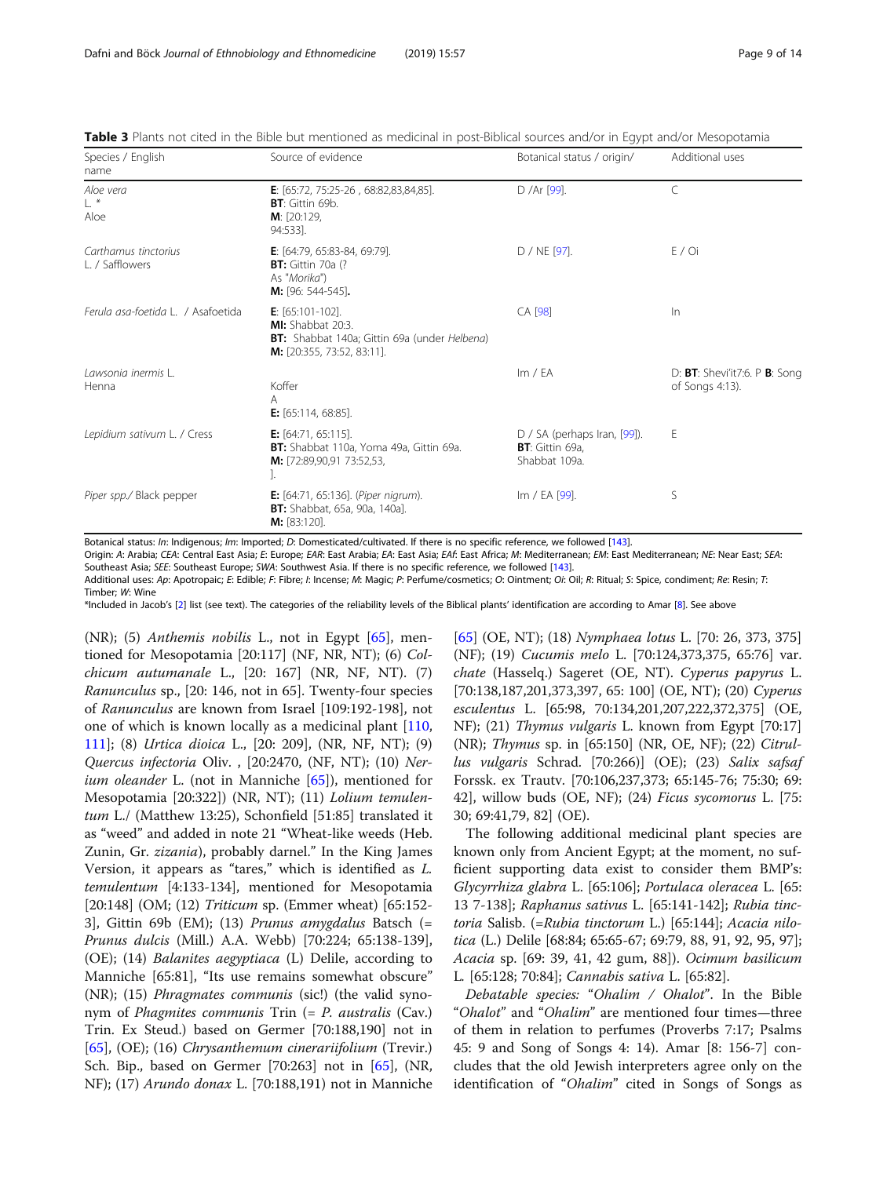**Table 3** Plants not cited in the Bible but mentioned as medicinal in post-Biblical sources and/or in Egypt and/or Mesopotamia

| Species / English name | Source of evidence | Botanical status / origin/ | Additional uses |
|---|---|---|---|
| *Aloe vera* L. * Aloe | **E**: [65:72, 75:25-26 , 68:82,83,84,85]. **BT**: Gittin 69b. **M**: [20:129, 94:533]. | D /Ar [99]. | C |
| *Carthamus tinctorius* L. / Safflowers | **E**: [64:79, 65:83-84, 69:79]. **BT:** Gittin 70a (? As "*Morika*") **M:** [96: 544-545]**.** | D / NE [97]. | E / Oi |
| *Ferula asa-foetida* L. / Asafoetida | **E**: [65:101-102]. **MI:** Shabbat 20:3. **BT:** Shabbat 140a; Gittin 69a (under *Helbena*) **M:** [20:355, 73:52, 83:11]. | CA [98] | In |
| *Lawsonia inermis* L. Henna | Koffer A **E:** [65:114, 68:85]. | Im / EA | D: **BT**: Shevi'it7:6. P **B**: Song of Songs 4:13). |
| *Lepidium sativum* L. / Cress | **E:** [64:71, 65:115]. **BT:** Shabbat 110a, Yoma 49a, Gittin 69a. **M:** [72:89,90,91 73:52,53, ]. | D / SA (perhaps Iran, [99]). **BT**: Gittin 69a, Shabbat 109a. | E |
| *Piper spp./* Black pepper | **E:** [64:71, 65:136]. (*Piper nigrum*). **BT:** Shabbat, 65a, 90a, 140a]. **M:** [83:120]. | Im / EA [99]. | S |

Botanical status: *In*: Indigenous; *Im*: Imported; *D*: Domesticated/cultivated. If there is no specific reference, we followed [143].
Origin: *A*: Arabia; *CEA*: Central East Asia; *E*: Europe; *EAR*: East Arabia; *EA*: East Asia; *EAf*: East Africa; *M*: Mediterranean; *EM*: East Mediterranean; *NE*: Near East; *SEA*: Southeast Asia; *SEE*: Southeast Europe; *SWA*: Southwest Asia. If there is no specific reference, we followed [143].
Additional uses: *Ap*: Apotropaic; *E*: Edible; *F*: Fibre; *I*: Incense; *M*: Magic; *P*: Perfume/cosmetics; *O*: Ointment; *Oi*: Oil; *R*: Ritual; *S*: Spice, condiment; *Re*: Resin; *T*: Timber; *W*: Wine
*Included in Jacob's [2] list (see text). The categories of the reliability levels of the Biblical plants' identification are according to Amar [8]. See above

(NR); (5) *Anthemis nobilis* L., not in Egypt [65], mentioned for Mesopotamia [20:117] (NF, NR, NT); (6) *Colchicum autumanale* L., [20: 167] (NR, NF, NT). (7) *Ranunculus* sp., [20: 146, not in 65]. Twenty-four species of *Ranunculus* are known from Israel [109:192-198], not one of which is known locally as a medicinal plant [110, 111]; (8) *Urtica dioica* L., [20: 209], (NR, NF, NT); (9) *Quercus infectoria* Oliv. , [20:2470, (NF, NT); (10) *Nerium oleander* L. (not in Manniche [65]), mentioned for Mesopotamia [20:322]) (NR, NT); (11) *Lolium temulentum* L./ (Matthew 13:25), Schonfield [51:85] translated it as "weed" and added in note 21 "Wheat-like weeds (Heb. Zunin, Gr. *zizania*), probably darnel." In the King James Version, it appears as "tares," which is identified as *L. temulentum* [4:133-134], mentioned for Mesopotamia [20:148] (OM; (12) *Triticum* sp. (Emmer wheat) [65:152-3], Gittin 69b (EM); (13) *Prunus amygdalus* Batsch (= *Prunus dulcis* (Mill.) A.A. Webb) [70:224; 65:138-139], (OE); (14) *Balanites aegyptiaca* (L) Delile, according to Manniche [65:81], "Its use remains somewhat obscure" (NR); (15) *Phragmates communis* (sic!) (the valid synonym of *Phagmites communis* Trin (= *P. australis* (Cav.) Trin. Ex Steud.) based on Germer [70:188,190] not in [65], (OE); (16) *Chrysanthemum cinerariifolium* (Trevir.) Sch. Bip., based on Germer [70:263] not in [65], (NR, NF); (17) *Arundo donax* L. [70:188,191) not in Manniche [65] (OE, NT); (18) *Nymphaea lotus* L. [70: 26, 373, 375] (NF); (19) *Cucumis melo* L. [70:124,373,375, 65:76] var. *chate* (Hasselq.) Sageret (OE, NT). *Cyperus papyrus* L. [70:138,187,201,373,397, 65: 100] (OE, NT); (20) *Cyperus esculentus* L. [65:98, 70:134,201,207,222,372,375] (OE, NF); (21) *Thymus vulgaris* L. known from Egypt [70:17] (NR); *Thymus* sp. in [65:150] (NR, OE, NF); (22) *Citrullus vulgaris* Schrad. [70:266)] (OE); (23) *Salix safsaf* Forssk. ex Trautv. [70:106,237,373; 65:145-76; 75:30; 69: 42], willow buds (OE, NF); (24) *Ficus sycomorus* L. [75: 30; 69:41,79, 82] (OE).

The following additional medicinal plant species are known only from Ancient Egypt; at the moment, no sufficient supporting data exist to consider them BMP's: *Glycyrrhiza glabra* L. [65:106]; *Portulaca oleracea* L. [65: 13 7-138]; *Raphanus sativus* L. [65:141-142]; *Rubia tinctoria* Salisb. (=*Rubia tinctorum* L.) [65:144]; *Acacia nilotica* (L.) Delile [68:84; 65:65-67; 69:79, 88, 91, 92, 95, 97]; *Acacia* sp. [69: 39, 41, 42 gum, 88]). *Ocimum basilicum* L. [65:128; 70:84]; *Cannabis sativa* L. [65:82].

*Debatable species: "Ohalim / Ohalot".* In the Bible "*Ohalot*" and "*Ohalim*" are mentioned four times—three of them in relation to perfumes (Proverbs 7:17; Psalms 45: 9 and Song of Songs 4: 14). Amar [8: 156-7] concludes that the old Jewish interpreters agree only on the identification of "*Ohalim*" cited in Songs of Songs as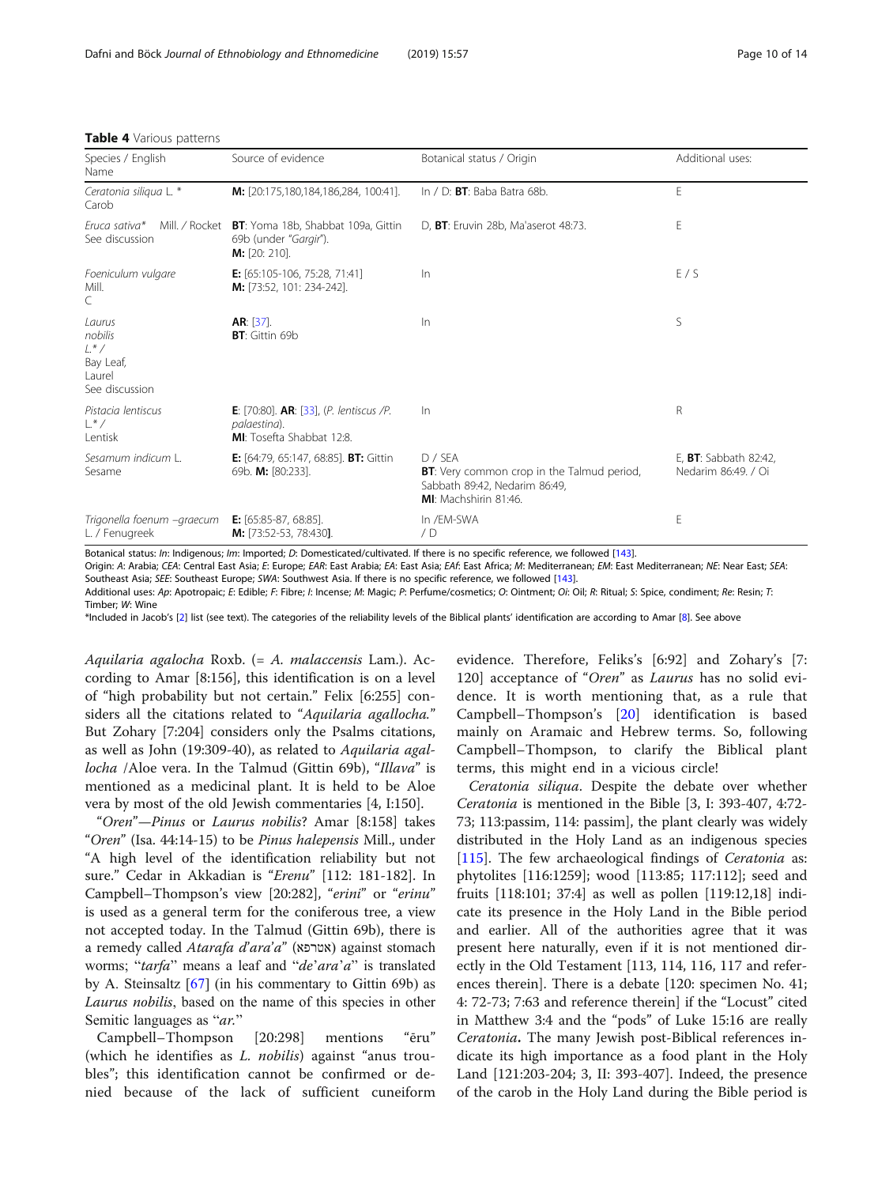**Table 4** Various patterns

| Species / English Name | Source of evidence | Botanical status / Origin | Additional uses: |
|---|---|---|---|
| *Ceratonia siliqua* L. * Carob | **M:** [20:175,180,184,186,284, 100:41]. | In / D: **BT**: Baba Batra 68b. | E |
| *Eruca sativa*\* Mill. / Rocket See discussion | **BT**: Yoma 18b, Shabbat 109a, Gittin 69b (under "*Gargir*"). **M:** [20: 210]. | D, **BT**: Eruvin 28b, Ma'aserot 48:73. | E |
| *Foeniculum vulgare* Mill. C | **E:** [65:105-106, 75:28, 71:41] **M:** [73:52, 101: 234-242]. | In | E / S |
| *Laurus nobilis* *L.\** / Bay Leaf, Laurel See discussion | **AR**: [37]. **BT**: Gittin 69b | In | S |
| *Pistacia lentiscus* L.\* / Lentisk | **E**: [70:80]. **AR**: [33], (*P. lentiscus /P. palaestina*). **MI**: Tosefta Shabbat 12:8. | In | R |
| *Sesamum indicum* L. Sesame | **E:** [64:79, 65:147, 68:85]. **BT:** Gittin 69b. **M:** [80:233]. | D / SEA **BT**: Very common crop in the Talmud period, Sabbath 89:42, Nedarim 86:49, **MI**: Machshirin 81:46. | E, **BT**: Sabbath 82:42, Nedarim 86:49. / Oi |
| *Trigonella foenum –graecum* L. / Fenugreek | **E:** [65:85-87, 68:85]. **M:** [73:52-53, 78:430**]**. | In /EM-SWA / D | E |

Botanical status: *In*: Indigenous; *Im*: Imported; *D*: Domesticated/cultivated. If there is no specific reference, we followed [143].
Origin: *A*: Arabia; *CEA*: Central East Asia; *E*: Europe; *EAR*: East Arabia; *EA*: East Asia; *EAf*: East Africa; *M*: Mediterranean; *EM*: East Mediterranean; *NE*: Near East; *SEA*: Southeast Asia; *SEE*: Southeast Europe; *SWA*: Southwest Asia. If there is no specific reference, we followed [143].
Additional uses: *Ap*: Apotropaic; *E*: Edible; *F*: Fibre; *I*: Incense; *M*: Magic; *P*: Perfume/cosmetics; *O*: Ointment; *Oi*: Oil; *R*: Ritual; *S*: Spice, condiment; *Re*: Resin; *T*: Timber; *W*: Wine
\*Included in Jacob's [2] list (see text). The categories of the reliability levels of the Biblical plants' identification are according to Amar [8]. See above

*Aquilaria agalocha* Roxb. (= *A. malaccensis* Lam.). According to Amar [8:156], this identification is on a level of "high probability but not certain." Felix [6:255] considers all the citations related to "*Aquilaria agallocha.*" But Zohary [7:204] considers only the Psalms citations, as well as John (19:309-40), as related to *Aquilaria agallocha* /Aloe vera. In the Talmud (Gittin 69b), "*Illava*" is mentioned as a medicinal plant. It is held to be Aloe vera by most of the old Jewish commentaries [4, I:150].

"*Oren*"—*Pinus* or *Laurus nobilis*? Amar [8:158] takes "*Oren*" (Isa. 44:14-15) to be *Pinus halepensis* Mill., under "A high level of the identification reliability but not sure." Cedar in Akkadian is "*Erenu*" [112: 181-182]. In Campbell–Thompson's view [20:282], "*erini*" or "*erinu*" is used as a general term for the coniferous tree, a view not accepted today. In the Talmud (Gittin 69b), there is a remedy called *Atarafa d'ara'a*" (אטרפא) against stomach worms; "*tarfa*" means a leaf and "*de'ara'a*" is translated by A. Steinsaltz [67] (in his commentary to Gittin 69b) as *Laurus nobilis*, based on the name of this species in other Semitic languages as "*ar.*"

Campbell–Thompson [20:298] mentions "ēru" (which he identifies as *L. nobilis*) against "anus troubles"; this identification cannot be confirmed or denied because of the lack of sufficient cuneiform evidence. Therefore, Feliks's [6:92] and Zohary's [7: 120] acceptance of "*Oren*" as *Laurus* has no solid evidence. It is worth mentioning that, as a rule that Campbell–Thompson's [20] identification is based mainly on Aramaic and Hebrew terms. So, following Campbell–Thompson, to clarify the Biblical plant terms, this might end in a vicious circle!

*Ceratonia siliqua*. Despite the debate over whether *Ceratonia* is mentioned in the Bible [3, I: 393-407, 4:72-73; 113:passim, 114: passim], the plant clearly was widely distributed in the Holy Land as an indigenous species [115]. The few archaeological findings of *Ceratonia* as: phytolites [116:1259]; wood [113:85; 117:112]; seed and fruits [118:101; 37:4] as well as pollen [119:12,18] indicate its presence in the Holy Land in the Bible period and earlier. All of the authorities agree that it was present here naturally, even if it is not mentioned directly in the Old Testament [113, 114, 116, 117 and references therein]. There is a debate [120: specimen No. 41; 4: 72-73; 7:63 and reference therein] if the "Locust" cited in Matthew 3:4 and the "pods" of Luke 15:16 are really *Ceratonia***.** The many Jewish post-Biblical references indicate its high importance as a food plant in the Holy Land [121:203-204; 3, II: 393-407]. Indeed, the presence of the carob in the Holy Land during the Bible period is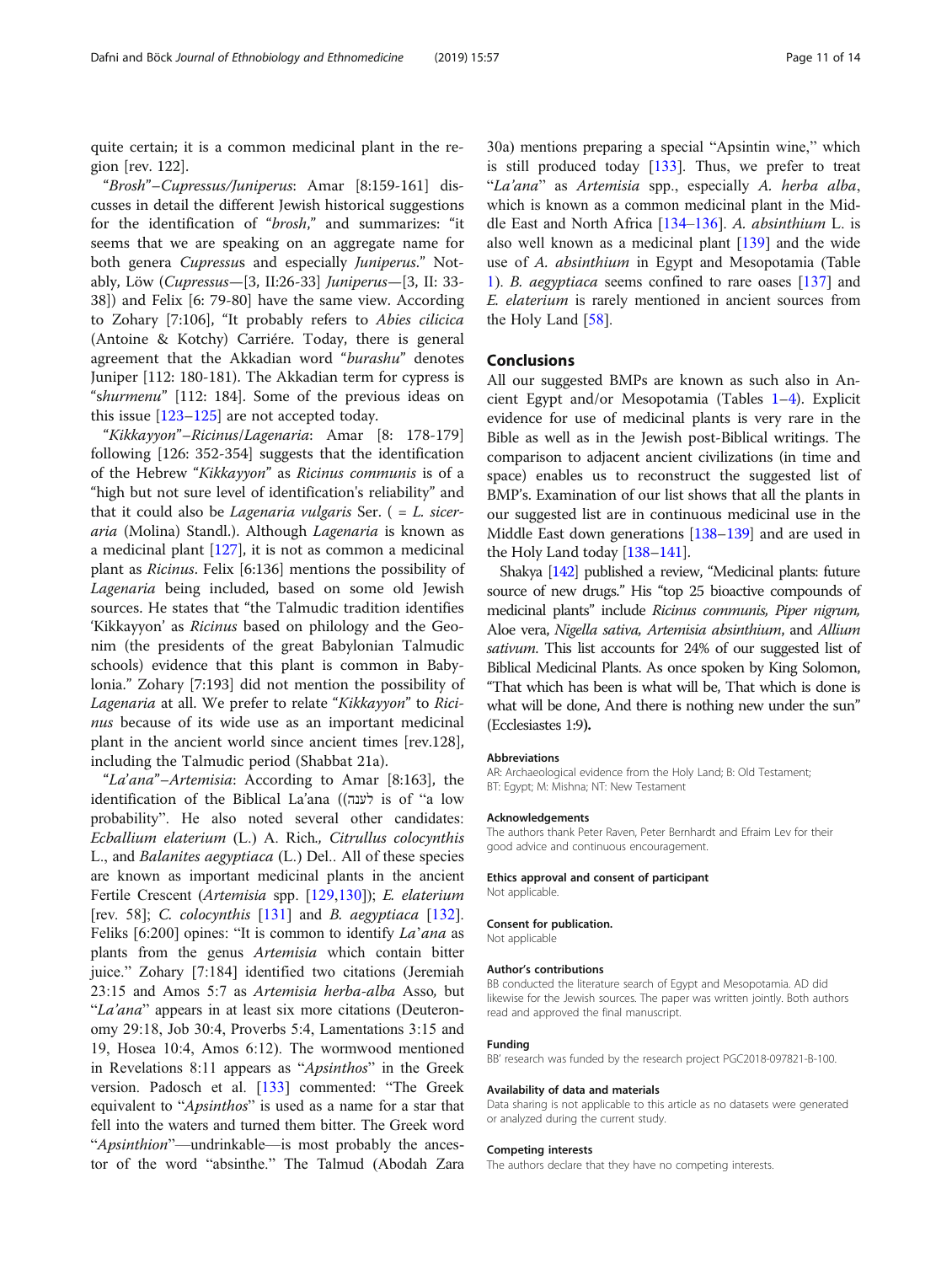quite certain; it is a common medicinal plant in the region [rev. 122].

*"Brosh"–Cupressus/Juniperus*: Amar [8:159-161] discusses in detail the different Jewish historical suggestions for the identification of *"brosh,"* and summarizes: "it seems that we are speaking on an aggregate name for both genera *Cupressus* and especially *Juniperus*." Notably, Löw (*Cupressus*—[3, II:26-33] *Juniperus*—[3, II: 33-38]) and Felix [6: 79-80] have the same view. According to Zohary [7:106], "It probably refers to *Abies cilicica* (Antoine & Kotchy) Carriére. Today, there is general agreement that the Akkadian word *"burashu"* denotes Juniper [112: 180-181). The Akkadian term for cypress is "*shurmenu*" [112: 184]. Some of the previous ideas on this issue [123–125] are not accepted today.

*"Kikkayyon"–Ricinus/Lagenaria*: Amar [8: 178-179] following [126: 352-354] suggests that the identification of the Hebrew *"Kikkayyon"* as *Ricinus communis* is of a "high but not sure level of identification's reliability" and that it could also be *Lagenaria vulgaris* Ser. ( = *L. siceraria* (Molina) Standl.). Although *Lagenaria* is known as a medicinal plant [127], it is not as common a medicinal plant as *Ricinus*. Felix [6:136] mentions the possibility of *Lagenaria* being included, based on some old Jewish sources. He states that "the Talmudic tradition identifies 'Kikkayyon' as *Ricinus* based on philology and the Geonim (the presidents of the great Babylonian Talmudic schools) evidence that this plant is common in Babylonia." Zohary [7:193] did not mention the possibility of *Lagenaria* at all. We prefer to relate *"Kikkayyon"* to *Ricinus* because of its wide use as an important medicinal plant in the ancient world since ancient times [rev.128], including the Talmudic period (Shabbat 21a).

*"La'ana"–Artemisia*: According to Amar [8:163], the identification of the Biblical La'ana ((לענה is of "a low probability". He also noted several other candidates: *Ecballium elaterium* (L.) A. Rich., *Citrullus colocynthis* L., and *Balanites aegyptiaca* (L.) Del.. All of these species are known as important medicinal plants in the ancient Fertile Crescent (*Artemisia* spp. [129,130]); *E. elaterium* [rev. 58]; *C. colocynthis* [131] and *B. aegyptiaca* [132]. Feliks [6:200] opines: "It is common to identify *La'ana* as plants from the genus *Artemisia* which contain bitter juice." Zohary [7:184] identified two citations (Jeremiah 23:15 and Amos 5:7 as *Artemisia herba-alba* Asso, but *"La'ana"* appears in at least six more citations (Deuteronomy 29:18, Job 30:4, Proverbs 5:4, Lamentations 3:15 and 19, Hosea 10:4, Amos 6:12). The wormwood mentioned in Revelations 8:11 appears as *"Apsinthos"* in the Greek version. Padosch et al. [133] commented: "The Greek equivalent to *"Apsinthos"* is used as a name for a star that fell into the waters and turned them bitter. The Greek word *"Apsinthion"*—undrinkable—is most probably the ancestor of the word "absinthe." The Talmud (Abodah Zara 30a) mentions preparing a special "Apsintin wine," which is still produced today [133]. Thus, we prefer to treat *"La'ana"* as *Artemisia* spp., especially *A. herba alba*, which is known as a common medicinal plant in the Middle East and North Africa [134–136]. *A. absinthium* L. is also well known as a medicinal plant [139] and the wide use of *A. absinthium* in Egypt and Mesopotamia (Table 1). *B. aegyptiaca* seems confined to rare oases [137] and *E. elaterium* is rarely mentioned in ancient sources from the Holy Land [58].

## Conclusions

All our suggested BMPs are known as such also in Ancient Egypt and/or Mesopotamia (Tables 1–4). Explicit evidence for use of medicinal plants is very rare in the Bible as well as in the Jewish post-Biblical writings. The comparison to adjacent ancient civilizations (in time and space) enables us to reconstruct the suggested list of BMP's. Examination of our list shows that all the plants in our suggested list are in continuous medicinal use in the Middle East down generations [138–139] and are used in the Holy Land today [138–141].

Shakya [142] published a review, "Medicinal plants: future source of new drugs." His "top 25 bioactive compounds of medicinal plants" include *Ricinus communis, Piper nigrum*, Aloe vera, *Nigella sativa, Artemisia absinthium*, and *Allium sativum*. This list accounts for 24% of our suggested list of Biblical Medicinal Plants. As once spoken by King Solomon, "That which has been is what will be, That which is done is what will be done, And there is nothing new under the sun" (Ecclesiastes 1:9**).**

### Abbreviations

AR: Archaeological evidence from the Holy Land; B: Old Testament; BT: Egypt; M: Mishna; NT: New Testament

### Acknowledgements

The authors thank Peter Raven, Peter Bernhardt and Efraim Lev for their good advice and continuous encouragement.

### Ethics approval and consent of participant

Not applicable.

### Consent for publication.

Not applicable

### Author's contributions

BB conducted the literature search of Egypt and Mesopotamia. AD did likewise for the Jewish sources. The paper was written jointly. Both authors read and approved the final manuscript.

### Funding

BB' research was funded by the research project PGC2018-097821-B-100.

### Availability of data and materials

Data sharing is not applicable to this article as no datasets were generated or analyzed during the current study.

### Competing interests

The authors declare that they have no competing interests.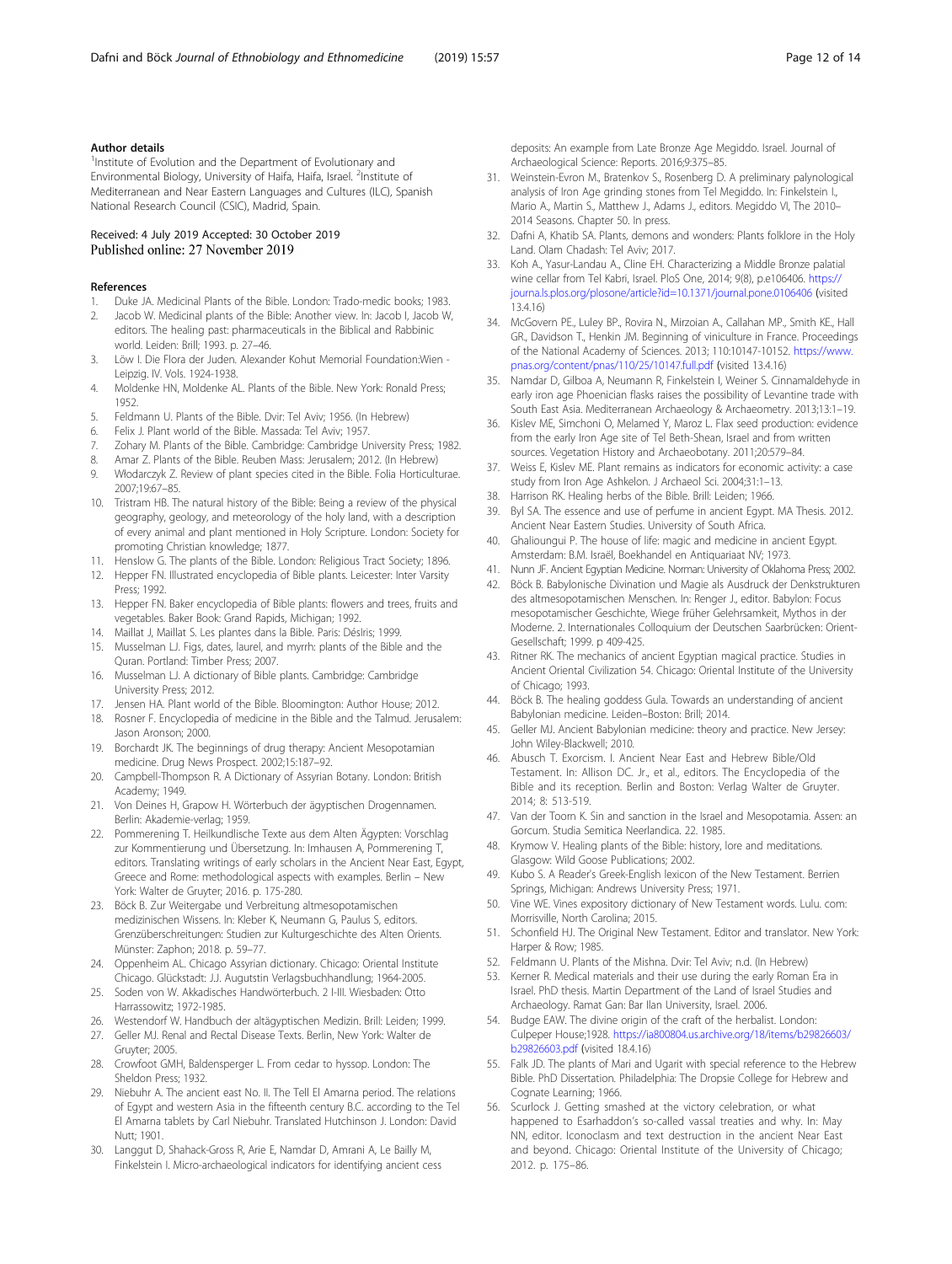## Author details

[1]Institute of Evolution and the Department of Evolutionary and Environmental Biology, University of Haifa, Haifa, Israel. [2]Institute of Mediterranean and Near Eastern Languages and Cultures (ILC), Spanish National Research Council (CSIC), Madrid, Spain.

Received: 4 July 2019 Accepted: 30 October 2019
Published online: 27 November 2019

## References

1. Duke JA. Medicinal Plants of the Bible. London: Trado-medic books; 1983.
2. Jacob W. Medicinal plants of the Bible: Another view. In: Jacob I, Jacob W, editors. The healing past: pharmaceuticals in the Biblical and Rabbinic world. Leiden: Brill; 1993. p. 27–46.
3. Löw I. Die Flora der Juden. Alexander Kohut Memorial Foundation:Wien - Leipzig. IV. Vols. 1924-1938.
4. Moldenke HN, Moldenke AL. Plants of the Bible. New York: Ronald Press; 1952.
5. Feldmann U. Plants of the Bible. Dvir: Tel Aviv; 1956. (In Hebrew)
6. Felix J. Plant world of the Bible. Massada: Tel Aviv; 1957.
7. Zohary M. Plants of the Bible. Cambridge: Cambridge University Press; 1982.
8. Amar Z. Plants of the Bible. Reuben Mass: Jerusalem; 2012. (In Hebrew)
9. Włodarczyk Z. Review of plant species cited in the Bible. Folia Horticulturae. 2007;19:67–85.
10. Tristram HB. The natural history of the Bible: Being a review of the physical geography, geology, and meteorology of the holy land, with a description of every animal and plant mentioned in Holy Scripture. London: Society for promoting Christian knowledge; 1877.
11. Henslow G. The plants of the Bible. London: Religious Tract Society; 1896.
12. Hepper FN. Illustrated encyclopedia of Bible plants. Leicester: Inter Varsity Press; 1992.
13. Hepper FN. Baker encyclopedia of Bible plants: flowers and trees, fruits and vegetables. Baker Book: Grand Rapids, Michigan; 1992.
14. Maillat J, Maillat S. Les plantes dans la Bible. Paris: Déslris; 1999.
15. Musselman LJ. Figs, dates, laurel, and myrrh: plants of the Bible and the Quran. Portland: Timber Press; 2007.
16. Musselman LJ. A dictionary of Bible plants. Cambridge: Cambridge University Press; 2012.
17. Jensen HA. Plant world of the Bible. Bloomington: Author House; 2012.
18. Rosner F. Encyclopedia of medicine in the Bible and the Talmud. Jerusalem: Jason Aronson; 2000.
19. Borchardt JK. The beginnings of drug therapy: Ancient Mesopotamian medicine. Drug News Prospect. 2002;15:187–92.
20. Campbell-Thompson R. A Dictionary of Assyrian Botany. London: British Academy; 1949.
21. Von Deines H, Grapow H. Wörterbuch der ägyptischen Drogennamen. Berlin: Akademie-verlag; 1959.
22. Pommerening T. Heilkundlische Texte aus dem Alten Ägypten: Vorschlag zur Kommentierung und Übersetzung. In: Imhausen A, Pommerening T, editors. Translating writings of early scholars in the Ancient Near East, Egypt, Greece and Rome: methodological aspects with examples. Berlin – New York: Walter de Gruyter; 2016. p. 175-280.
23. Böck B. Zur Weitergabe und Verbreitung altmesopotamischen medizinischen Wissens. In: Kleber K, Neumann G, Paulus S, editors. Grenzüberschreitungen: Studien zur Kulturgeschichte des Alten Orients. Münster: Zaphon; 2018. p. 59–77.
24. Oppenheim AL. Chicago Assyrian dictionary. Chicago: Oriental Institute Chicago. Glückstadt: J.J. Augutstin Verlagsbuchhandlung; 1964-2005.
25. Soden von W. Akkadisches Handwörterbuch. 2 I-III. Wiesbaden: Otto Harrassowitz; 1972-1985.
26. Westendorf W. Handbuch der altägyptischen Medizin. Brill: Leiden; 1999.
27. Geller MJ. Renal and Rectal Disease Texts. Berlin, New York: Walter de Gruyter; 2005.
28. Crowfoot GMH, Baldensperger L. From cedar to hyssop. London: The Sheldon Press; 1932.
29. Niebuhr A. The ancient east No. II. The Tell El Amarna period. The relations of Egypt and western Asia in the fifteenth century B.C. according to the Tel El Amarna tablets by Carl Niebuhr. Translated Hutchinson J. London: David Nutt; 1901.
30. Langgut D, Shahack-Gross R, Arie E, Namdar D, Amrani A, Le Bailly M, Finkelstein I. Micro-archaeological indicators for identifying ancient cess deposits: An example from Late Bronze Age Megiddo. Israel. Journal of Archaeological Science: Reports. 2016;9:375–85.
31. Weinstein-Evron M., Bratenkov S., Rosenberg D. A preliminary palynological analysis of Iron Age grinding stones from Tel Megiddo. In: Finkelstein I., Mario A., Martin S., Matthew J., Adams J., editors. Megiddo VI, The 2010–2014 Seasons. Chapter 50. In press.
32. Dafni A, Khatib SA. Plants, demons and wonders: Plants folklore in the Holy Land. Olam Chadash: Tel Aviv; 2017.
33. Koh A., Yasur-Landau A., Cline EH. Characterizing a Middle Bronze palatial wine cellar from Tel Kabri, Israel. PloS One, 2014; 9(8), p.e106406. https://journa.ls.plos.org/plosone/article?id=10.1371/journal.pone.0106406 (visited 13.4.16)
34. McGovern PE., Luley BP., Rovira N., Mirzoian A., Callahan MP., Smith KE., Hall GR., Davidson T., Henkin JM. Beginning of viniculture in France. Proceedings of the National Academy of Sciences. 2013; 110:10147-10152. https://www.pnas.org/content/pnas/110/25/10147.full.pdf (visited 13.4.16)
35. Namdar D, Gilboa A, Neumann R, Finkelstein I, Weiner S. Cinnamaldehyde in early iron age Phoenician flasks raises the possibility of Levantine trade with South East Asia. Mediterranean Archaeology & Archaeometry. 2013;13:1–19.
36. Kislev ME, Simchoni O, Melamed Y, Maroz L. Flax seed production: evidence from the early Iron Age site of Tel Beth-Shean, Israel and from written sources. Vegetation History and Archaeobotany. 2011;20:579–84.
37. Weiss E, Kislev ME. Plant remains as indicators for economic activity: a case study from Iron Age Ashkelon. J Archaeol Sci. 2004;31:1–13.
38. Harrison RK. Healing herbs of the Bible. Brill: Leiden; 1966.
39. Byl SA. The essence and use of perfume in ancient Egypt. MA Thesis. 2012. Ancient Near Eastern Studies. University of South Africa.
40. Ghalioungui P. The house of life: magic and medicine in ancient Egypt. Amsterdam: B.M. Israël, Boekhandel en Antiquariaat NV; 1973.
41. Nunn JF. Ancient Egyptian Medicine. Norman: University of Oklahoma Press; 2002.
42. Böck B. Babylonische Divination und Magie als Ausdruck der Denkstrukturen des altmesopotamischen Menschen. In: Renger J., editor. Babylon: Focus mesopotamischer Geschichte, Wiege früher Gelehrsamkeit, Mythos in der Moderne. 2. Internationales Colloquium der Deutschen Saarbrücken: Orient-Gesellschaft; 1999. p 409-425.
43. Ritner RK. The mechanics of ancient Egyptian magical practice. Studies in Ancient Oriental Civilization 54. Chicago: Oriental Institute of the University of Chicago; 1993.
44. Böck B. The healing goddess Gula. Towards an understanding of ancient Babylonian medicine. Leiden–Boston: Brill; 2014.
45. Geller MJ. Ancient Babylonian medicine: theory and practice. New Jersey: John Wiley-Blackwell; 2010.
46. Abusch T. Exorcism. I. Ancient Near East and Hebrew Bible/Old Testament. In: Allison DC. Jr., et al., editors. The Encyclopedia of the Bible and its reception. Berlin and Boston: Verlag Walter de Gruyter. 2014; 8: 513-519.
47. Van der Toorn K. Sin and sanction in the Israel and Mesopotamia. Assen: an Gorcum. Studia Semitica Neerlandica. 22. 1985.
48. Krymow V. Healing plants of the Bible: history, lore and meditations. Glasgow: Wild Goose Publications; 2002.
49. Kubo S. A Reader's Greek-English lexicon of the New Testament. Berrien Springs, Michigan: Andrews University Press; 1971.
50. Vine WE. Vines expository dictionary of New Testament words. Lulu. com: Morrisville, North Carolina; 2015.
51. Schonfield HJ. The Original New Testament. Editor and translator. New York: Harper & Row; 1985.
52. Feldmann U. Plants of the Mishna. Dvir: Tel Aviv; n.d. (In Hebrew)
53. Kerner R. Medical materials and their use during the early Roman Era in Israel. PhD thesis. Martin Department of the Land of Israel Studies and Archaeology. Ramat Gan: Bar Ilan University, Israel. 2006.
54. Budge EAW. The divine origin of the craft of the herbalist. London: Culpeper House;1928. https://ia800804.us.archive.org/18/items/b29826603/b29826603.pdf (visited 18.4.16)
55. Falk JD. The plants of Mari and Ugarit with special reference to the Hebrew Bible. PhD Dissertation. Philadelphia: The Dropsie College for Hebrew and Cognate Learning; 1966.
56. Scurlock J. Getting smashed at the victory celebration, or what happened to Esarhaddon's so-called vassal treaties and why. In: May NN, editor. Iconoclasm and text destruction in the ancient Near East and beyond. Chicago: Oriental Institute of the University of Chicago; 2012. p. 175–86.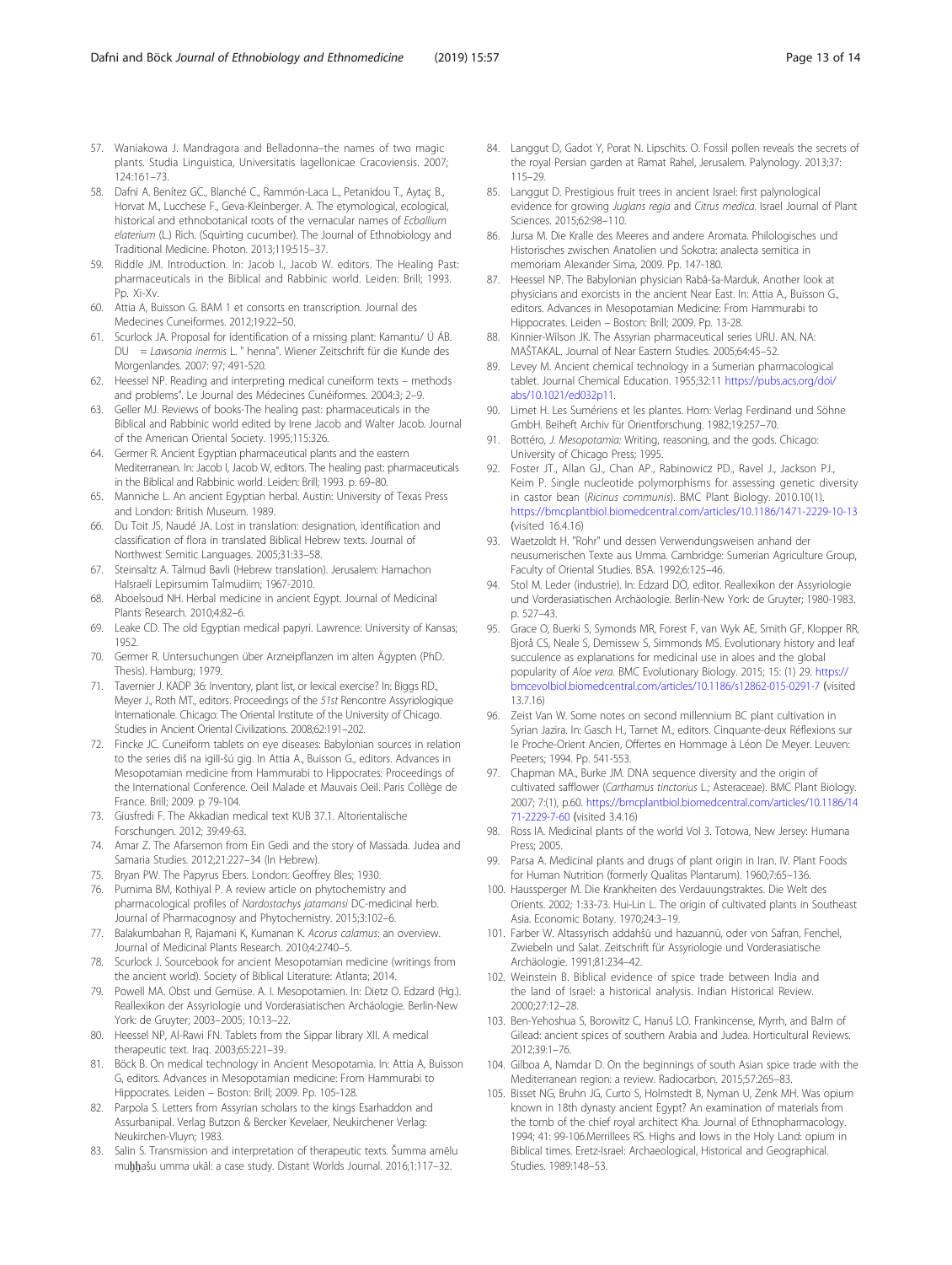57. Waniakowa J. Mandragora and Belladonna–the names of two magic plants. Studia Linguistica, Universitatis Iagellonicae Cracoviensis. 2007; 124:161–73.
58. Dafni A. Benítez GC., Blanché C., Rammón-Laca L., Petanidou T., Aytaç B., Horvat M., Lucchese F., Geva-Kleinberger. A. The etymological, ecological, historical and ethnobotanical roots of the vernacular names of *Ecballium elaterium* (L.) Rich. (Squirting cucumber). The Journal of Ethnobiology and Traditional Medicine. Photon. 2013;119:515–37.
59. Riddle JM. Introduction. In: Jacob I., Jacob W. editors. The Healing Past: pharmaceuticals in the Biblical and Rabbinic world. Leiden: Brill; 1993. Pp. Xi-Xv.
60. Attia A, Buisson G. BAM 1 et consorts en transcription. Journal des Medecines Cuneiformes. 2012;19:22–50.
61. Scurlock JA. Proposal for identification of a missing plant: Kamantu/ Ú ÁB. DU = *Lawsonia inermis* L. " henna". Wiener Zeitschrift für die Kunde des Morgenlandes. 2007: 97; 491-520.
62. Heessel NP. Reading and interpreting medical cuneiform texts – methods and problems". Le Journal des Médecines Cunéiformes. 2004:3; 2–9.
63. Geller MJ. Reviews of books-The healing past: pharmaceuticals in the Biblical and Rabbinic world edited by Irene Jacob and Walter Jacob. Journal of the American Oriental Society. 1995;115:326.
64. Germer R. Ancient Egyptian pharmaceutical plants and the eastern Mediterranean. In: Jacob I, Jacob W, editors. The healing past: pharmaceuticals in the Biblical and Rabbinic world. Leiden: Brill; 1993. p. 69–80.
65. Manniche L. An ancient Egyptian herbal. Austin: University of Texas Press and London: British Museum. 1989.
66. Du Toit JS, Naudé JA. Lost in translation: designation, identification and classification of flora in translated Biblical Hebrew texts. Journal of Northwest Semitic Languages. 2005;31:33–58.
67. Steinsaltz A. Talmud Bavli (Hebrew translation). Jerusalem: Hamachon HaIsraeli Lepirsumim Talmudiim; 1967-2010.
68. Aboelsoud NH. Herbal medicine in ancient Egypt. Journal of Medicinal Plants Research. 2010;4:82–6.
69. Leake CD. The old Egyptian medical papyri. Lawrence: University of Kansas; 1952.
70. Germer R. Untersuchungen über Arzneipflanzen im alten Ägypten (PhD. Thesis). Hamburg; 1979.
71. Tavernier J. KADP 36: Inventory, plant list, or lexical exercise? In: Biggs RD., Meyer J., Roth MT., editors. Proceedings of the *51st* Rencontre Assyriologique Internationale. Chicago: The Oriental Institute of the University of Chicago. Studies in Ancient Oriental Civilizations. 2008;62:191–202.
72. Fincke JC. Cuneiform tablets on eye diseases: Babylonian sources in relation to the series diš na igill-šú gig. In Attia A., Buisson G., editors. Advances in Mesopotamian medicine from Hammurabi to Hippocrates: Proceedings of the International Conference. Oeil Malade et Mauvais Oeil. Paris Collège de France. Brill; 2009. p 79-104.
73. Giusfredi F. The Akkadian medical text KUB 37.1. Altorientalische Forschungen. 2012; 39:49-63.
74. Amar Z. The Afarsemon from Ein Gedi and the story of Massada. Judea and Samaria Studies. 2012;21:227–34 (In Hebrew).
75. Bryan PW. The Papyrus Ebers. London: Geoffrey Bles; 1930.
76. Purnima BM, Kothiyal P. A review article on phytochemistry and pharmacological profiles of *Nardostachys jatamansi* DC-medicinal herb. Journal of Pharmacognosy and Phytochemistry. 2015;3:102–6.
77. Balakumbahan R, Rajamani K, Kumanan K. *Acorus calamus*: an overview. Journal of Medicinal Plants Research. 2010;4:2740–5.
78. Scurlock J. Sourcebook for ancient Mesopotamian medicine (writings from the ancient world). Society of Biblical Literature: Atlanta; 2014.
79. Powell MA. Obst und Gemüse. A. I. Mesopotamien. In: Dietz O. Edzard (Hg.). Reallexikon der Assyriologie und Vorderasiatischen Archäologie. Berlin-New York: de Gruyter; 2003–2005; 10:13–22.
80. Heessel NP, Al-Rawi FN. Tablets from the Sippar library XII. A medical therapeutic text. Iraq. 2003;65:221–39.
81. Böck B. On medical technology in Ancient Mesopotamia. In: Attia A, Buisson G, editors. Advances in Mesopotamian medicine: From Hammurabi to Hippocrates. Leiden – Boston: Brill; 2009. Pp. 105-128.
82. Parpola S. Letters from Assyrian scholars to the kings Esarhaddon and Assurbanipal. Verlag Butzon & Bercker Kevelaer, Neukirchener Verlag: Neukirchen-Vluyn; 1983.
83. Salin S. Transmission and interpretation of therapeutic texts. Šumma amēlu muḫḫašu umma ukāl: a case study. Distant Worlds Journal. 2016;1:117–32.
84. Langgut D, Gadot Y, Porat N. Lipschits. O. Fossil pollen reveals the secrets of the royal Persian garden at Ramat Rahel, Jerusalem. Palynology. 2013;37: 115–29.
85. Langgut D. Prestigious fruit trees in ancient Israel: first palynological evidence for growing *Juglans regia* and *Citrus medica*. Israel Journal of Plant Sciences. 2015;62:98–110.
86. Jursa M. Die Kralle des Meeres and andere Aromata. Philologisches und Historisches zwischen Anatolien und Sokotra: analecta semitica in memoriam Alexander Sima, 2009. Pp. 147-180.
87. Heessel NP. The Babylonian physician Rabâ-ša-Marduk. Another look at physicians and exorcists in the ancient Near East. In: Attia A., Buisson G., editors. Advances in Mesopotamian Medicine: From Hammurabi to Hippocrates. Leiden – Boston: Brill; 2009. Pp. 13-28.
88. Kinnier-Wilson JK. The Assyrian pharmaceutical series URU. AN. NA: MAŠTAKAL. Journal of Near Eastern Studies. 2005;64:45–52.
89. Levey M. Ancient chemical technology in a Sumerian pharmacological tablet. Journal Chemical Education. 1955;32:11 https://pubs.acs.org/doi/abs/10.1021/ed032p11.
90. Limet H. Les Sumériens et les plantes. Horn: Verlag Ferdinand und Söhne GmbH. Beiheft Archiv für Orientforschung. 1982;19:257–70.
91. Bottéro, *J. Mesopotamia:* Writing, reasoning, and the gods. Chicago: University of Chicago Press; 1995.
92. Foster JT., Allan GJ., Chan AP., Rabinowicz PD., Ravel J., Jackson PJ., Keim P. Single nucleotide polymorphisms for assessing genetic diversity in castor bean (*Ricinus communis*). BMC Plant Biology. 2010.10(1). https://bmcplantbiol.biomedcentral.com/articles/10.1186/1471-2229-10-13 (visited 16.4.16)
93. Waetzoldt H. "Rohr" und dessen Verwendungsweisen anhand der neusumerischen Texte aus Umma. Cambridge: Sumerian Agriculture Group, Faculty of Oriental Studies. BSA. 1992;6:125–46.
94. Stol M. Leder (industrie). In: Edzard DO, editor. Reallexikon der Assyriologie und Vorderasiatischen Archäologie. Berlin-New York: de Gruyter; 1980-1983. p. 527–43.
95. Grace O, Buerki S, Symonds MR, Forest F, van Wyk AE, Smith GF, Klopper RR, Bjorå CS, Neale S, Demissew S, Simmonds MS. Evolutionary history and leaf succulence as explanations for medicinal use in aloes and the global popularity of *Aloe vera*. BMC Evolutionary Biology. 2015; 15: (1) 29. https://bmcevolbiol.biomedcentral.com/articles/10.1186/s12862-015-0291-7 (visited 13.7.16)
96. Zeist Van W. Some notes on second millennium BC plant cultivation in Syrian Jazira. In: Gasch H., Tarnet M., editors. Cinquante-deux Réflexions sur le Proche-Orient Ancien, Offertes en Hommage à Léon De Meyer. Leuven: Peeters; 1994. Pp. 541-553.
97. Chapman MA., Burke JM. DNA sequence diversity and the origin of cultivated safflower (*Carthamus tinctorius* L.; Asteraceae). BMC Plant Biology. 2007; 7:(1), p.60. https://bmcplantbiol.biomedcentral.com/articles/10.1186/1471-2229-7-60 (visited 3.4.16)
98. Ross IA. Medicinal plants of the world Vol 3. Totowa, New Jersey: Humana Press; 2005.
99. Parsa A. Medicinal plants and drugs of plant origin in Iran. IV. Plant Foods for Human Nutrition (formerly Qualitas Plantarum). 1960;7:65–136.
100. Haussperger M. Die Krankheiten des Verdauungstraktes. Die Welt des Orients. 2002; 1:33-73. Hui-Lin L. The origin of cultivated plants in Southeast Asia. Economic Botany. 1970;24:3–19.
101. Farber W. Altassyrisch addahšū und hazuannū, oder von Safran, Fenchel, Zwiebeln und Salat. Zeitschrift für Assyriologie und Vorderasiatische Archäologie. 1991;81:234–42.
102. Weinstein B. Biblical evidence of spice trade between India and the land of Israel: a historical analysis. Indian Historical Review. 2000;27:12–28.
103. Ben-Yehoshua S, Borowitz C, Hanuš LO. Frankincense, Myrrh, and Balm of Gilead: ancient spices of southern Arabia and Judea. Horticultural Reviews. 2012;39:1–76.
104. Gilboa A, Namdar D. On the beginnings of south Asian spice trade with the Mediterranean region: a review. Radiocarbon. 2015;57:265–83.
105. Bisset NG, Bruhn JG, Curto S, Holmstedt B, Nyman U, Zenk MH. Was opium known in 18th dynasty ancient Egypt? An examination of materials from the tomb of the chief royal architect Kha. Journal of Ethnopharmacology. 1994; 41: 99-106.Merrillees RS. Highs and lows in the Holy Land: opium in Biblical times. Eretz-Israel: Archaeological, Historical and Geographical. Studies. 1989:148–53.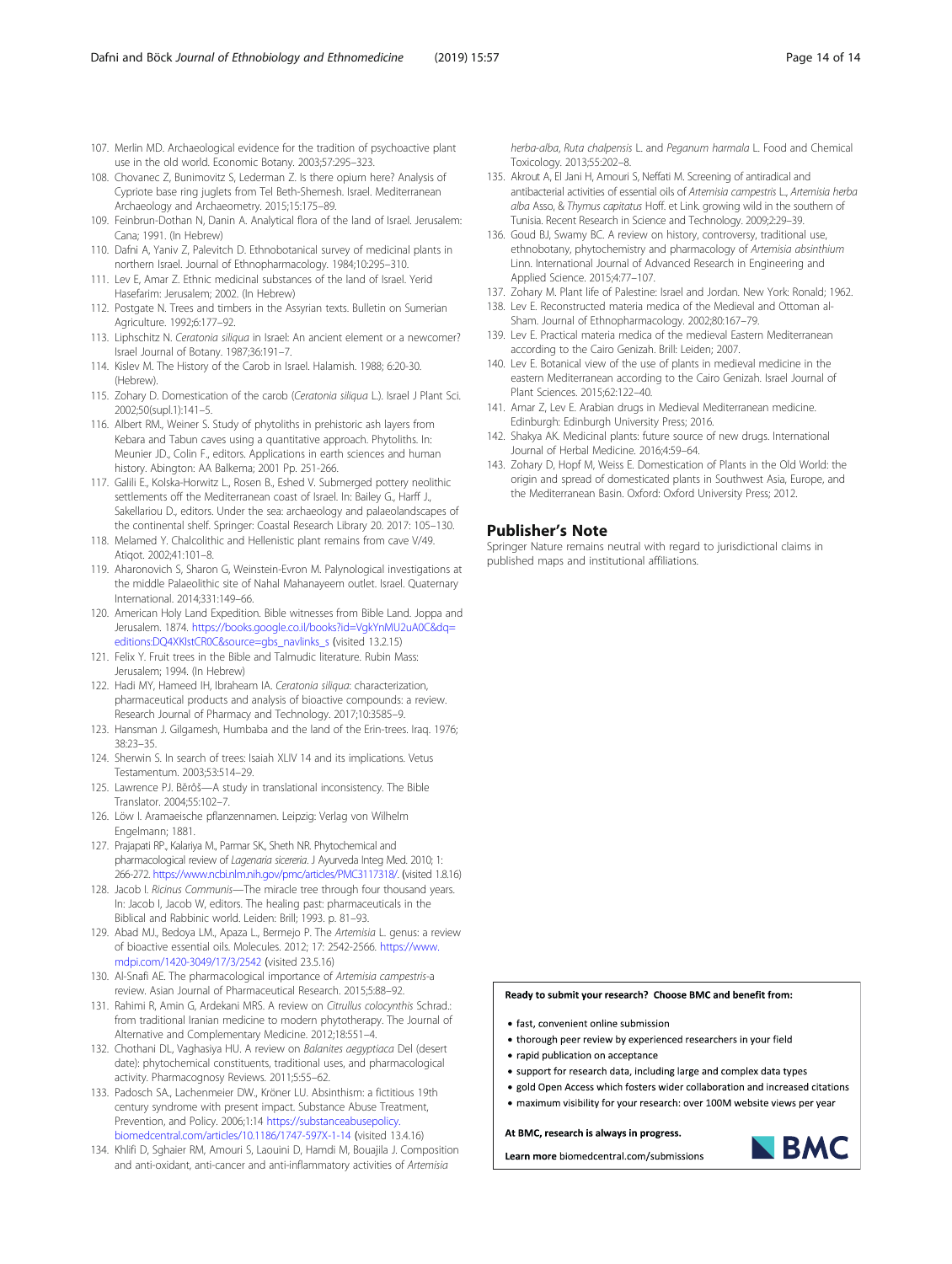107. Merlin MD. Archaeological evidence for the tradition of psychoactive plant use in the old world. Economic Botany. 2003;57:295–323.
108. Chovanec Z, Bunimovitz S, Lederman Z. Is there opium here? Analysis of Cypriote base ring juglets from Tel Beth-Shemesh. Israel. Mediterranean Archaeology and Archaeometry. 2015;15:175–89.
109. Feinbrun-Dothan N, Danin A. Analytical flora of the land of Israel. Jerusalem: Cana; 1991. (In Hebrew)
110. Dafni A, Yaniv Z, Palevitch D. Ethnobotanical survey of medicinal plants in northern Israel. Journal of Ethnopharmacology. 1984;10:295–310.
111. Lev E, Amar Z. Ethnic medicinal substances of the land of Israel. Yerid Hasefarim: Jerusalem; 2002. (In Hebrew)
112. Postgate N. Trees and timbers in the Assyrian texts. Bulletin on Sumerian Agriculture. 1992;6:177–92.
113. Liphschitz N. *Ceratonia siliqua* in Israel: An ancient element or a newcomer? Israel Journal of Botany. 1987;36:191–7.
114. Kislev M. The History of the Carob in Israel. Halamish. 1988; 6:20-30. (Hebrew).
115. Zohary D. Domestication of the carob (*Ceratonia siliqua* L.). Israel J Plant Sci. 2002;50(supl.1):141–5.
116. Albert RM., Weiner S. Study of phytoliths in prehistoric ash layers from Kebara and Tabun caves using a quantitative approach. Phytoliths. In: Meunier JD., Colin F., editors. Applications in earth sciences and human history. Abington: AA Balkema; 2001 Pp. 251-266.
117. Galili E., Kolska-Horwitz L., Rosen B., Eshed V. Submerged pottery neolithic settlements off the Mediterranean coast of Israel. In: Bailey G., Harff J., Sakellariou D., editors. Under the sea: archaeology and palaeolandscapes of the continental shelf. Springer: Coastal Research Library 20. 2017: 105–130.
118. Melamed Y. Chalcolithic and Hellenistic plant remains from cave V/49. Atiqot. 2002;41:101–8.
119. Aharonovich S, Sharon G, Weinstein-Evron M. Palynological investigations at the middle Palaeolithic site of Nahal Mahanayeem outlet. Israel. Quaternary International. 2014;331:149–66.
120. American Holy Land Expedition. Bible witnesses from Bible Land. Joppa and Jerusalem. 1874. https://books.google.co.il/books?id=VgkYnMU2uA0C&dq=editions:DQ4XKlstCR0C&source=gbs_navlinks_s (visited 13.2.15)
121. Felix Y. Fruit trees in the Bible and Talmudic literature. Rubin Mass: Jerusalem; 1994. (In Hebrew)
122. Hadi MY, Hameed IH, Ibraheam IA. *Ceratonia siliqua*: characterization, pharmaceutical products and analysis of bioactive compounds: a review. Research Journal of Pharmacy and Technology. 2017;10:3585–9.
123. Hansman J. Gilgamesh, Humbaba and the land of the Erin-trees. Iraq. 1976; 38:23–35.
124. Sherwin S. In search of trees: Isaiah XLIV 14 and its implications. Vetus Testamentum. 2003;53:514–29.
125. Lawrence PJ. Bĕrôš—A study in translational inconsistency. The Bible Translator. 2004;55:102–7.
126. Löw I. Aramaeische pflanzennamen. Leipzig: Verlag von Wilhelm Engelmann; 1881.
127. Prajapati RP., Kalariya M., Parmar SK., Sheth NR. Phytochemical and pharmacological review of *Lagenaria sicereria*. J Ayurveda Integ Med. 2010; 1: 266-272. https://www.ncbi.nlm.nih.gov/pmc/articles/PMC3117318/. (visited 1.8.16)
128. Jacob I. *Ricinus Communis*—The miracle tree through four thousand years. In: Jacob I, Jacob W, editors. The healing past: pharmaceuticals in the Biblical and Rabbinic world. Leiden: Brill; 1993. p. 81–93.
129. Abad MJ., Bedoya LM., Apaza L., Bermejo P. The *Artemisia* L. genus: a review of bioactive essential oils. Molecules. 2012; 17: 2542-2566. https://www.mdpi.com/1420-3049/17/3/2542 (visited 23.5.16)
130. Al-Snafi AE. The pharmacological importance of *Artemisia campestris*-a review. Asian Journal of Pharmaceutical Research. 2015;5:88–92.
131. Rahimi R, Amin G, Ardekani MRS. A review on *Citrullus colocynthis* Schrad.: from traditional Iranian medicine to modern phytotherapy. The Journal of Alternative and Complementary Medicine. 2012;18:551–4.
132. Chothani DL, Vaghasiya HU. A review on *Balanites aegyptiaca* Del (desert date): phytochemical constituents, traditional uses, and pharmacological activity. Pharmacognosy Reviews. 2011;5:55–62.
133. Padosch SA., Lachenmeier DW., Kröner LU. Absinthism: a fictitious 19th century syndrome with present impact. Substance Abuse Treatment, Prevention, and Policy. 2006;1:14 https://substanceabusepolicy.biomedcentral.com/articles/10.1186/1747-597X-1-14 (visited 13.4.16)
134. Khlifi D, Sghaier RM, Amouri S, Laouini D, Hamdi M, Bouajila J. Composition and anti-oxidant, anti-cancer and anti-inflammatory activities of *Artemisia herba-alba*, *Ruta chalpensis* L. and *Peganum harmala* L. Food and Chemical Toxicology. 2013;55:202–8.
135. Akrout A, El Jani H, Amouri S, Neffati M. Screening of antiradical and antibacterial activities of essential oils of *Artemisia campestris* L., *Artemisia herba alba* Asso, & *Thymus capitatus* Hoff. et Link. growing wild in the southern of Tunisia. Recent Research in Science and Technology. 2009;2:29–39.
136. Goud BJ, Swamy BC. A review on history, controversy, traditional use, ethnobotany, phytochemistry and pharmacology of *Artemisia absinthium* Linn. International Journal of Advanced Research in Engineering and Applied Science. 2015;4:77–107.
137. Zohary M. Plant life of Palestine: Israel and Jordan. New York: Ronald; 1962.
138. Lev E. Reconstructed materia medica of the Medieval and Ottoman al-Sham. Journal of Ethnopharmacology. 2002;80:167–79.
139. Lev E. Practical materia medica of the medieval Eastern Mediterranean according to the Cairo Genizah. Brill: Leiden; 2007.
140. Lev E. Botanical view of the use of plants in medieval medicine in the eastern Mediterranean according to the Cairo Genizah. Israel Journal of Plant Sciences. 2015;62:122–40.
141. Amar Z, Lev E. Arabian drugs in Medieval Mediterranean medicine. Edinburgh: Edinburgh University Press; 2016.
142. Shakya AK. Medicinal plants: future source of new drugs. International Journal of Herbal Medicine. 2016;4:59–64.
143. Zohary D, Hopf M, Weiss E. Domestication of Plants in the Old World: the origin and spread of domesticated plants in Southwest Asia, Europe, and the Mediterranean Basin. Oxford: Oxford University Press; 2012.

## Publisher's Note

Springer Nature remains neutral with regard to jurisdictional claims in published maps and institutional affiliations.

**Ready to submit your research? Choose BMC and benefit from:**

- fast, convenient online submission
- thorough peer review by experienced researchers in your field
- rapid publication on acceptance
- support for research data, including large and complex data types
- gold Open Access which fosters wider collaboration and increased citations
- maximum visibility for your research: over 100M website views per year

**At BMC, research is always in progress.**

**Learn more** biomedcentral.com/submissions

BMC